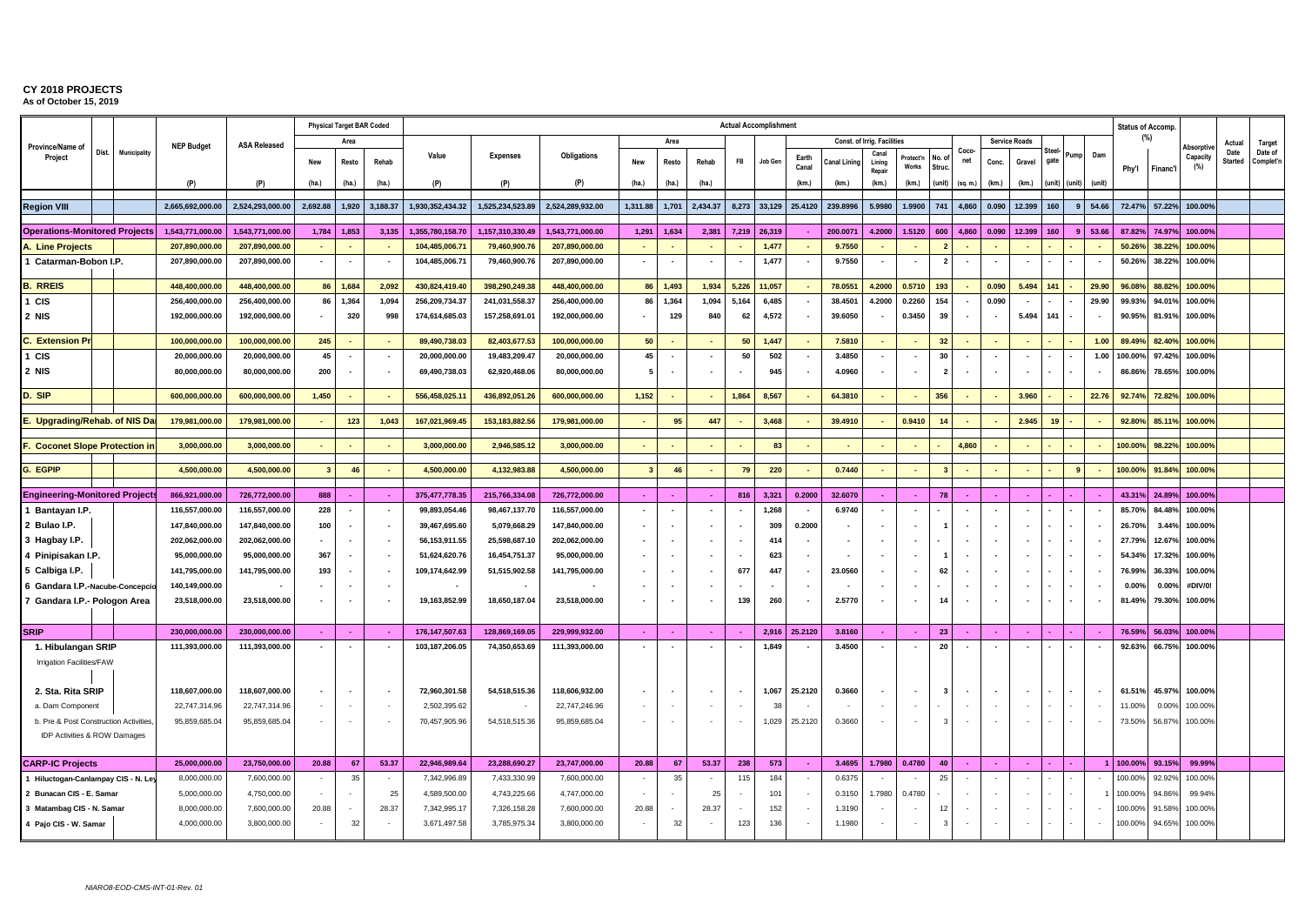# CY 2018 PROJECTS

**As of October 15, 2019**

| Province/Name of Project | Dist. | Municipality | NEP Budget | ASA Released | Physical Target BAR Coded | | | Actual Accomplishment | | | | | | | | | | | | | | | | | | | Status of Accomp. (%) | | Absorptive Capacity (%) | Actual Date Started | Target Date of Complet'n |
|---|---|---|---|---|---|---|---|---|---|---|---|---|---|---|---|---|---|---|---|---|---|---|---|---|---|---|---|---|---|---|---|
| | | | | | Area | | | Value | Expenses | Obligations | Area | | | FB | Job Gen | Const. of Irrig. Facilities | | | | | Coco-net | Service Roads | | Steel-gate | Pump | Dam | Phy'l | Financ'l | | | |
| | | | | | New | Resto | Rehab | | | | New | Resto | Rehab | | | Earth Canal | Canal Lining | Canal Lining Repair | Protect'n Works | No. of Struc. | | Conc. | Gravel | | | | | | | | |
| | | | (P) | (P) | (ha.) | (ha.) | (ha.) | (P) | (P) | (P) | (ha.) | (ha.) | (ha.) | | | (km.) | (km.) | (km.) | (km.) | (unit) | (sq. m.) | (km.) | (km.) | (unit) | (unit) | (unit) | | | | | |
| **Region VIII** | | | 2,665,692,000.00 | 2,524,293,000.00 | 2,692.88 | 1,920 | 3,188.37 | 1,930,352,434.32 | 1,525,234,523.89 | 2,524,289,932.00 | 1,311.88 | 1,701 | 2,434.37 | 8,273 | 33,129 | 25.4120 | 239.8996 | 5.9980 | 1.9900 | 741 | 4,860 | 0.090 | 12.399 | 160 | 9 | 54.66 | 72.47% | 57.22% | 100.00% | | |
| **Operations-Monitored Projects** | | | 1,543,771,000.00 | 1,543,771,000.00 | 1,784 | 1,853 | 3,135 | 1,355,780,158.70 | 1,157,310,330.49 | 1,543,771,000.00 | 1,291 | 1,634 | 2,381 | 7,219 | 26,319 | - | 200.0071 | 4.2000 | 1.5120 | 600 | 4,860 | 0.090 | 12.399 | 160 | 9 | 53.66 | 87.82% | 74.97% | 100.00% | | |
| **A. Line Projects** | | | 207,890,000.00 | 207,890,000.00 | - | - | - | 104,485,006.71 | 79,460,900.76 | 207,890,000.00 | - | - | - | - | 1,477 | - | 9.7550 | - | - | 2 | - | - | - | - | - | - | 50.26% | 38.22% | 100.00% | | |
| 1 Catarman-Bobon I.P. | | | 207,890,000.00 | 207,890,000.00 | - | - | - | 104,485,006.71 | 79,460,900.76 | 207,890,000.00 | - | - | - | - | 1,477 | - | 9.7550 | - | - | 2 | - | - | - | - | - | - | 50.26% | 38.22% | 100.00% | | |
| **B. RREIS** | | | 448,400,000.00 | 448,400,000.00 | 86 | 1,684 | 2,092 | 430,824,419.40 | 398,290,249.38 | 448,400,000.00 | 86 | 1,493 | 1,934 | 5,226 | 11,057 | - | 78.0551 | 4.2000 | 0.5710 | 193 | - | 0.090 | 5.494 | 141 | - | 29.90 | 96.08% | 88.82% | 100.00% | | |
| 1 CIS | | | 256,400,000.00 | 256,400,000.00 | 86 | 1,364 | 1,094 | 256,209,734.37 | 241,031,558.37 | 256,400,000.00 | 86 | 1,364 | 1,094 | 5,164 | 6,485 | - | 38.4501 | 4.2000 | 0.2260 | 154 | - | 0.090 | - | - | - | 29.90 | 99.93% | 94.01% | 100.00% | | |
| 2 NIS | | | 192,000,000.00 | 192,000,000.00 | - | 320 | 998 | 174,614,685.03 | 157,258,691.01 | 192,000,000.00 | - | 129 | 840 | 62 | 4,572 | - | 39.6050 | - | 0.3450 | 39 | - | - | 5.494 | 141 | - | - | 90.95% | 81.91% | 100.00% | | |
| **C. Extension Pr** | | | 100,000,000.00 | 100,000,000.00 | 245 | - | - | 89,490,738.03 | 82,403,677.53 | 100,000,000.00 | 50 | - | - | 50 | 1,447 | - | 7.5810 | - | - | 32 | - | - | - | - | - | 1.00 | 89.49% | 82.40% | 100.00% | | |
| 1 CIS | | | 20,000,000.00 | 20,000,000.00 | 45 | - | - | 20,000,000.00 | 19,483,209.47 | 20,000,000.00 | 45 | - | - | 50 | 502 | - | 3.4850 | - | - | 30 | - | - | - | - | - | 1.00 | 100.00% | 97.42% | 100.00% | | |
| 2 NIS | | | 80,000,000.00 | 80,000,000.00 | 200 | - | - | 69,490,738.03 | 62,920,468.06 | 80,000,000.00 | 5 | - | - | - | 945 | - | 4.0960 | - | - | 2 | - | - | - | - | - | - | 86.86% | 78.65% | 100.00% | | |
| **D. SIP** | | | 600,000,000.00 | 600,000,000.00 | 1,450 | - | - | 556,458,025.11 | 436,892,051.26 | 600,000,000.00 | 1,152 | - | - | 1,864 | 8,567 | - | 64.3810 | - | - | 356 | - | - | 3.960 | - | - | 22.76 | 92.74% | 72.82% | 100.00% | | |
| **E. Upgrading/Rehab. of NIS Da** | | | 179,981,000.00 | 179,981,000.00 | - | 123 | 1,043 | 167,021,969.45 | 153,183,882.56 | 179,981,000.00 | - | 95 | 447 | - | 3,468 | - | 39.4910 | - | 0.9410 | 14 | - | - | 2.945 | 19 | - | - | 92.80% | 85.11% | 100.00% | | |
| **F. Coconet Slope Protection in** | | | 3,000,000.00 | 3,000,000.00 | - | - | - | 3,000,000.00 | 2,946,585.12 | 3,000,000.00 | - | - | - | - | 83 | - | - | - | - | - | 4,860 | - | - | - | - | - | 100.00% | 98.22% | 100.00% | | |
| **G. EGPIP** | | | 4,500,000.00 | 4,500,000.00 | 3 | 46 | - | 4,500,000.00 | 4,132,983.88 | 4,500,000.00 | 3 | 46 | - | 79 | 220 | - | 0.7440 | - | - | 3 | - | - | - | - | 9 | - | 100.00% | 91.84% | 100.00% | | |
| **Engineering-Monitored Projects** | | | 866,921,000.00 | 726,772,000.00 | 888 | - | - | 375,477,778.35 | 215,766,334.08 | 726,772,000.00 | - | - | - | 816 | 3,321 | 0.2000 | 32.6070 | - | - | 78 | - | - | - | - | - | - | 43.31% | 24.89% | 100.00% | | |
| 1 Bantayan I.P. | | | 116,557,000.00 | 116,557,000.00 | 228 | - | - | 99,893,054.46 | 98,467,137.70 | 116,557,000.00 | - | - | - | - | 1,268 | - | 6.9740 | - | - | - | - | - | - | - | - | - | 85.70% | 84.48% | 100.00% | | |
| 2 Bulao I.P. | | | 147,840,000.00 | 147,840,000.00 | 100 | - | - | 39,467,695.60 | 5,079,668.29 | 147,840,000.00 | - | - | - | - | 309 | 0.2000 | - | - | - | 1 | - | - | - | - | - | - | 26.70% | 3.44% | 100.00% | | |
| 3 Hagbay I.P. | | | 202,062,000.00 | 202,062,000.00 | - | - | - | 56,153,911.55 | 25,598,687.10 | 202,062,000.00 | - | - | - | - | 414 | - | - | - | - | - | - | - | - | - | - | - | 27.79% | 12.67% | 100.00% | | |
| 4 Pinipisakan I.P. | | | 95,000,000.00 | 95,000,000.00 | 367 | - | - | 51,624,620.76 | 16,454,751.37 | 95,000,000.00 | - | - | - | - | 623 | - | - | - | - | 1 | - | - | - | - | - | - | 54.34% | 17.32% | 100.00% | | |
| 5 Calbiga I.P. | | | 141,795,000.00 | 141,795,000.00 | 193 | - | - | 109,174,642.99 | 51,515,902.58 | 141,795,000.00 | - | - | - | 677 | 447 | - | 23.0560 | - | - | 62 | - | - | - | - | - | - | 76.99% | 36.33% | 100.00% | | |
| 6 Gandara I.P.-Nacube-Concepcio | | | 140,149,000.00 | - | - | - | - | - | - | - | - | - | - | - | - | - | - | - | - | - | - | - | - | - | - | - | 0.00% | 0.00% | #DIV/0! | | |
| 7 Gandara I.P.- Pologon Area | | | 23,518,000.00 | 23,518,000.00 | - | - | - | 19,163,852.99 | 18,650,187.04 | 23,518,000.00 | - | - | - | 139 | 260 | - | 2.5770 | - | - | 14 | - | - | - | - | - | - | 81.49% | 79.30% | 100.00% | | |
| **SRIP** | | | 230,000,000.00 | 230,000,000.00 | - | - | - | 176,147,507.63 | 128,869,169.05 | 229,999,932.00 | - | - | - | - | 2,916 | 25.2120 | 3.8160 | - | - | 23 | - | - | - | - | - | - | 76.59% | 56.03% | 100.00% | | |
| 1. Hibulangan SRIP | | | 111,393,000.00 | 111,393,000.00 | - | - | - | 103,187,206.05 | 74,350,653.69 | 111,393,000.00 | - | - | - | - | 1,849 | - | 3.4500 | - | - | 20 | - | - | - | - | - | - | 92.63% | 66.75% | 100.00% | | |
| Irrigation Facilities/FAW | | | | | | | | | | | | | | | | | | | | | | | | | | | | | | | |
| 2. Sta. Rita SRIP | | | 118,607,000.00 | 118,607,000.00 | - | - | - | 72,960,301.58 | 54,518,515.36 | 118,606,932.00 | - | - | - | - | 1,067 | 25.2120 | 0.3660 | - | - | 3 | - | - | - | - | - | - | 61.51% | 45.97% | 100.00% | | |
| a. Dam Component | | | 22,747,314.96 | 22,747,314.96 | - | - | - | 2,502,395.62 | - | 22,747,246.96 | - | - | - | - | 38 | - | - | - | - | - | - | - | - | - | - | - | 11.00% | 0.00% | 100.00% | | |
| b. Pre & Post Construction Activities, IDP Activities & ROW Damages | | | 95,859,685.04 | 95,859,685.04 | - | - | - | 70,457,905.96 | 54,518,515.36 | 95,859,685.04 | - | - | - | - | 1,029 | 25.2120 | 0.3660 | - | - | 3 | - | - | - | - | - | - | 73.50% | 56.87% | 100.00% | | |
| **CARP-IC Projects** | | | 25,000,000.00 | 23,750,000.00 | 20.88 | 67 | 53.37 | 22,946,989.64 | 23,288,690.27 | 23,747,000.00 | 20.88 | 67 | 53.37 | 238 | 573 | - | 3.4695 | 1.7980 | 0.4780 | 40 | - | - | - | - | - | 1 | 100.00% | 93.15% | 99.99% | | |
| 1 Hiluctogan-Canlampay CIS - N. Ley | | | 8,000,000.00 | 7,600,000.00 | - | 35 | - | 7,342,996.89 | 7,433,330.99 | 7,600,000.00 | - | 35 | - | 115 | 184 | - | 0.6375 | - | - | 25 | - | - | - | - | - | - | 100.00% | 92.92% | 100.00% | | |
| 2 Bunacan CIS - E. Samar | | | 5,000,000.00 | 4,750,000.00 | - | - | 25 | 4,589,500.00 | 4,743,225.66 | 4,747,000.00 | - | - | 25 | - | 101 | - | 0.3150 | 1.7980 | 0.4780 | - | - | - | - | - | - | 1 | 100.00% | 94.86% | 99.94% | | |
| 3 Matambag CIS - N. Samar | | | 8,000,000.00 | 7,600,000.00 | 20.88 | - | 28.37 | 7,342,995.17 | 7,326,158.28 | 7,600,000.00 | 20.88 | - | 28.37 | - | 152 | - | 1.3190 | - | - | 12 | - | - | - | - | - | - | 100.00% | 91.58% | 100.00% | | |
| 4 Pajo CIS - W. Samar | | | 4,000,000.00 | 3,800,000.00 | - | 32 | - | 3,671,497.58 | 3,785,975.34 | 3,800,000.00 | - | 32 | - | 123 | 136 | - | 1.1980 | - | - | 3 | - | - | - | - | - | - | 100.00% | 94.65% | 100.00% | | |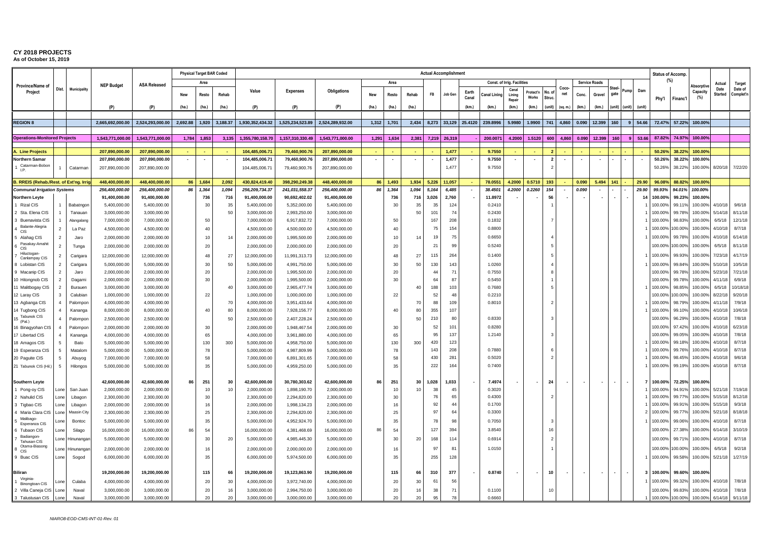# CY 2018 PROJECTS

**As of October 15, 2019**

| Province/Name of Project | Dist. | Municipality | NEP Budget | ASA Released | Physical Target BAR Coded | | | Actual Accomplishment | | | | | | | | | Const. of Irrig. Facilities | | | | | | Service Roads | | | | | Status of Accomp. (%) | | Absorptive Capacity (%) | Actual Date Started | Target Date of Complet'n |
|---|---|---|---|---|---|---|---|---|---|---|---|---|---|---|---|---|---|---|---|---|---|---|---|---|---|---|---|---|---|---|---|---|
| | | | | | Area | | | Value | Expenses | Obligations | Area | | | FB | Job Gen | Earth Canal | Canal Lining | Canal Lining Repair | Protect'n Works | No. of Struc. | Coco-net | Conc. | Gravel | Steel-gate | Pump | Dam | Phy'l | Financ'l | | | |
| | | | | | New | Resto | Rehab | | | | New | Resto | Rehab | | | | | | | | | | | | | | | | | | |
| | | | (P) | (P) | (ha.) | (ha.) | (ha.) | (P) | (P) | (P) | (ha.) | (ha.) | (ha.) | | | (km.) | (km.) | (km.) | (km.) | (unit) | (sq. m.) | (km.) | (km.) | (unit) | (unit) | (unit) | | | | | |
| **REGION 8** | | | 2,665,692,000.00 | 2,524,293,000.00 | 2,692.88 | 1,920 | 3,188.37 | 1,930,352,434.32 | 1,525,234,523.89 | 2,524,289,932.00 | 1,312 | 1,701 | 2,434 | 8,273 | 33,129 | 25.4120 | 239.8996 | 5.9980 | 1.9900 | 741 | 4,860 | 0.090 | 12.399 | 160 | 9 | 54.66 | 72.47% | 57.22% | 100.00% | | |
| **Operations-Monitored Projects** | | | 1,543,771,000.00 | 1,543,771,000.00 | 1,784 | 1,853 | 3,135 | 1,355,780,158.70 | 1,157,310,330.49 | 1,543,771,000.00 | 1,291 | 1,634 | 2,381 | 7,219 | 26,319 | - | 200.0071 | 4.2000 | 1.5120 | 600 | 4,860 | 0.090 | 12.399 | 160 | 9 | 53.66 | 87.82% | 74.97% | 100.00% | | |
| **A. Line Projects** | | | 207,890,000.00 | 207,890,000.00 | - | - | - | 104,485,006.71 | 79,460,900.76 | 207,890,000.00 | - | - | - | - | 1,477 | - | 9.7550 | - | - | 2 | - | - | - | - | - | - | 50.26% | 38.22% | 100.00% | | |
| **Northern Samar** | | | 207,890,000.00 | 207,890,000.00 | - | - | - | 104,485,006.71 | 79,460,900.76 | 207,890,000.00 | - | - | - | - | 1,477 | - | 9.7550 | - | - | 2 | - | - | - | - | - | - | 50.26% | 38.22% | 100.00% | | |
| 1 Catarman-Bobon I.P. | 1 | Catarman | 207,890,000.00 | 207,890,000.00 | | | | 104,485,006.71 | 79,460,900.76 | 207,890,000.00 | | | | | 1,477 | | 9.7550 | | | 2 | | | | | | | 50.26% | 38.22% | 100.00% | 8/20/18 | 7/22/20 |
| **B. RREIS (Rehab./Rest. of Ext'ng. Irrig** | | | 448,400,000.00 | 448,400,000.00 | 86 | 1,684 | 2,092 | 430,824,419.40 | 398,290,249.38 | 448,400,000.00 | 86 | 1,493 | 1,934 | 5,226 | 11,057 | - | 78.0551 | 4.2000 | 0.5710 | 193 | - | 0.090 | 5.494 | 141 | - | 29.90 | 96.08% | 88.82% | 100.00% | | |
| ***Communal Irrigation Systems*** | | | 256,400,000.00 | 256,400,000.00 | 86 | 1,364 | 1,094 | 256,209,734.37 | 241,031,558.37 | 256,400,000.00 | 86 | 1,364 | 1,094 | 5,164 | 6,485 | - | 38.4501 | 4.2000 | 0.2260 | 154 | - | 0.090 | - | - | - | 29.90 | 99.93% | 94.01% | 100.00% | | |
| **Northern Leyte** | | | 91,400,000.00 | 91,400,000.00 | | 736 | 716 | 91,400,000.00 | 90,692,402.02 | 91,400,000.00 | | 736 | 716 | 3,026 | 2,760 | - | 11.8972 | - | - | 56 | - | - | - | - | - | 14 | 100.00% | 99.23% | 100.00% | | |
| 1 Rizal CIS | 1 | Babatngon | 5,400,000.00 | 5,400,000.00 | | 30 | 35 | 5,400,000.00 | 5,352,000.00 | 5,400,000.00 | | 30 | 35 | 35 | 124 | | 0.2410 | | | 1 | | | | | | 1 | 100.00% | 99.11% | 100.00% | 4/10/18 | 9/6/18 |
| 2 Sta. Elena CIS | 1 | Tanauan | 3,000,000.00 | 3,000,000.00 | | | 50 | 3,000,000.00 | 2,993,250.00 | 3,000,000.00 | | | 50 | 101 | 74 | | 0.2430 | | | | | | | | | 1 | 100.00% | 99.78% | 100.00% | 5/14/18 | 8/11/18 |
| 3 Buenavista CIS | 1 | Alangalang | 7,000,000.00 | 7,000,000.00 | | 50 | | 7,000,000.00 | 6,917,832.72 | 7,000,000.00 | | 50 | | 167 | 208 | | 0.1832 | | | 7 | | | | | | 1 | 100.00% | 98.83% | 100.00% | 6/5/18 | 12/1/18 |
| 4 Balante-Alegria CIS | 2 | La Paz | 4,500,000.00 | 4,500,000.00 | | 40 | | 4,500,000.00 | 4,500,000.00 | 4,500,000.00 | | 40 | | 75 | 154 | | 0.8800 | | | | | | | | | 1 | 100.00% | 100.00% | 100.00% | 4/10/18 | 8/7/18 |
| 5 Alahag CIS | 2 | Jaro | 2,000,000.00 | 2,000,000.00 | | 10 | 14 | 2,000,000.00 | 1,995,500.00 | 2,000,000.00 | | 10 | 14 | 19 | 75 | | 0.6650 | | | 4 | | | | | | 1 | 100.00% | 99.78% | 100.00% | 4/10/18 | 6/14/18 |
| 6 Pasakay-Amahit CIS | 2 | Tunga | 2,000,000.00 | 2,000,000.00 | | 20 | | 2,000,000.00 | 2,000,000.00 | 2,000,000.00 | | 20 | | 21 | 99 | | 0.5240 | | | 5 | | | | | | | 100.00% | 100.00% | 100.00% | 6/5/18 | 8/11/18 |
| 7 Hiluctogan-Canlampay CIS | 2 | Carigara | 12,000,000.00 | 12,000,000.00 | | 48 | 27 | 12,000,000.00 | 11,991,313.73 | 12,000,000.00 | | 48 | 27 | 115 | 264 | | 0.1400 | | | 5 | | | | | | 1 | 100.00% | 99.93% | 100.00% | 7/23/18 | 4/17/19 |
| 8 Lobistan CIS | 2 | Carigara | 5,000,000.00 | 5,000,000.00 | | 30 | 50 | 5,000,000.00 | 4,991,750.00 | 5,000,000.00 | | 30 | 50 | 130 | 143 | | 1.0260 | | | 4 | | | | | | 1 | 100.00% | 99.84% | 100.00% | 5/10/18 | 10/5/18 |
| 9 Macanip CIS | 2 | Jaro | 2,000,000.00 | 2,000,000.00 | | 20 | | 2,000,000.00 | 1,995,500.00 | 2,000,000.00 | | 20 | | 44 | 71 | | 0.7550 | | | 8 | | | | | | | 100.00% | 99.78% | 100.00% | 5/23/18 | 7/21/18 |
| 10 Hitongnob CIS | 2 | Dagami | 2,000,000.00 | 2,000,000.00 | | 30 | | 2,000,000.00 | 1,995,500.00 | 2,000,000.00 | | 30 | | 64 | 87 | | 0.5450 | | | 1 | | | | | | | 100.00% | 99.78% | 100.00% | 4/11/18 | 6/9/18 |
| 11 Malitbogay CIS | 2 | Burauen | 3,000,000.00 | 3,000,000.00 | | | 40 | 3,000,000.00 | 2,965,477.74 | 3,000,000.00 | | | 40 | 188 | 103 | | 0.7680 | | | 5 | | | | | | 1 | 100.00% | 98.85% | 100.00% | 6/5/18 | 10/18/18 |
| 12 Laray CIS | 3 | Calubian | 1,000,000.00 | 1,000,000.00 | | 22 | | 1,000,000.00 | 1,000,000.00 | 1,000,000.00 | | 22 | | 52 | 48 | | 0.2210 | | | | | | | | | | 100.00% | 100.00% | 100.00% | 8/22/18 | 9/20/18 |
| 13 Agbanga CIS | 4 | Palompon | 4,000,000.00 | 4,000,000.00 | | | 70 | 4,000,000.00 | 3,951,433.64 | 4,000,000.00 | | | 70 | 88 | 109 | | 0.8010 | | | 2 | | | | | | 1 | 100.00% | 98.79% | 100.00% | 4/11/18 | 7/9/18 |
| 14 Tugbong CIS | 4 | Kananga | 8,000,000.00 | 8,000,000.00 | | 40 | 80 | 8,000,000.00 | 7,928,156.77 | 8,000,000.00 | | 40 | 80 | 355 | 107 | | | | | | | | | | | 1 | 100.00% | 99.10% | 100.00% | 4/10/18 | 10/6/18 |
| 15 Tabunok CIS (Pal.) | 4 | Palompon | 2,500,000.00 | 2,500,000.00 | | | 50 | 2,500,000.00 | 2,407,228.24 | 2,500,000.00 | | | 50 | 210 | 80 | | 0.8330 | | | 3 | | | | | | | 100.00% | 96.29% | 100.00% | 4/10/18 | 7/8/18 |
| 16 Binagyohan CIS | 4 | Palompon | 2,000,000.00 | 2,000,000.00 | | 30 | | 2,000,000.00 | 1,948,467.54 | 2,000,000.00 | | 30 | | 52 | 101 | | 0.8280 | | | | | | | | | | 100.00% | 97.42% | 100.00% | 4/10/18 | 6/23/18 |
| 17 Libertad CIS | 4 | Kananga | 4,000,000.00 | 4,000,000.00 | | 65 | | 4,000,000.00 | 3,961,880.00 | 4,000,000.00 | | 65 | | 95 | 137 | | 1.2140 | | | 3 | | | | | | | 100.00% | 99.05% | 100.00% | 4/10/18 | 7/8/18 |
| 18 Amagos CIS | 5 | Bato | 5,000,000.00 | 5,000,000.00 | | 130 | 300 | 5,000,000.00 | 4,958,750.00 | 5,000,000.00 | | 130 | 300 | 420 | 123 | | | | | | | | | | | 1 | 100.00% | 99.18% | 100.00% | 4/10/18 | 8/7/18 |
| 19 Esperanza CIS | 5 | Matalom | 5,000,000.00 | 5,000,000.00 | | 78 | | 5,000,000.00 | 4,987,809.99 | 5,000,000.00 | | 78 | | 143 | 208 | | 0.7880 | | | 6 | | | | | | 1 | 100.00% | 99.76% | 100.00% | 4/10/18 | 8/7/18 |
| 20 Paguite CIS | 5 | Abuyog | 7,000,000.00 | 7,000,000.00 | | 58 | | 7,000,000.00 | 6,891,301.65 | 7,000,000.00 | | 58 | | 430 | 281 | | 0.5020 | | | 2 | | | | | | 1 | 100.00% | 98.45% | 100.00% | 4/10/18 | 9/6/18 |
| 21 Tabunok CIS (Hil.) | 5 | Hilongos | 5,000,000.00 | 5,000,000.00 | | 35 | | 5,000,000.00 | 4,959,250.00 | 5,000,000.00 | | 35 | | 222 | 164 | | 0.7400 | | | | | | | | | 1 | 100.00% | 99.19% | 100.00% | 4/10/18 | 8/7/18 |
| **Southern Leyte** | | | 42,600,000.00 | 42,600,000.00 | 86 | 251 | 30 | 42,600,000.00 | 30,780,303.62 | 42,600,000.00 | 86 | 251 | 30 | 1,028 | 1,033 | - | 7.4974 | - | - | 24 | - | - | - | - | - | 7 | 100.00% | 72.25% | 100.00% | | |
| 1 Pong-oy CIS | Lone | San Juan | 2,000,000.00 | 2,000,000.00 | | 10 | 10 | 2,000,000.00 | 1,898,190.70 | 2,000,000.00 | | 10 | 10 | 38 | 45 | | 0.3020 | | | | | | | | | 1 | 100.00% | 94.91% | 100.00% | 5/21/18 | 7/19/18 |
| 2 Nahulid CIS | Lone | Libagon | 2,300,000.00 | 2,300,000.00 | | 30 | | 2,300,000.00 | 2,294,820.00 | 2,300,000.00 | | 30 | | 76 | 65 | | 0.4300 | | | 2 | | | | | | 1 | 100.00% | 99.77% | 100.00% | 5/15/18 | 8/12/18 |
| 3 Tigbao CIS | Lone | Libagon | 2,000,000.00 | 2,000,000.00 | | 16 | | 2,000,000.00 | 1,998,134.23 | 2,000,000.00 | | 16 | | 92 | 44 | | 0.1700 | | | | | | | | | 1 | 100.00% | 99.91% | 100.00% | 5/15/18 | 9/3/18 |
| 4 Maria Clara CIS | Lone | Maasin City | 2,300,000.00 | 2,300,000.00 | | 25 | | 2,300,000.00 | 2,294,820.00 | 2,300,000.00 | | 25 | | 97 | 64 | | 0.3300 | | | | | | | | | 2 | 100.00% | 99.77% | 100.00% | 5/21/18 | 8/18/18 |
| 5 Malibago-Esperanza CIS | Lone | Bontoc | 5,000,000.00 | 5,000,000.00 | | 35 | | 5,000,000.00 | 4,952,924.70 | 5,000,000.00 | | 35 | | 78 | 98 | | 0.7050 | | | 3 | | | | | | 1 | 100.00% | 99.06% | 100.00% | 4/10/18 | 8/7/18 |
| 6 Tubaon CIS | Lone | Silago | 16,000,000.00 | 16,000,000.00 | 86 | 54 | | 16,000,000.00 | 4,381,468.69 | 16,000,000.00 | 86 | 54 | | 127 | 394 | | 3.8540 | | | 16 | | | | | | | 100.00% | 27.38% | 100.00% | 6/14/18 | 3/10/19 |
| 7 Badiangon-Tahusan CIS | Lone | Hinunangan | 5,000,000.00 | 5,000,000.00 | | 30 | 20 | 5,000,000.00 | 4,985,445.30 | 5,000,000.00 | | 30 | 20 | 168 | 114 | | 0.6914 | | | 2 | | | | | | | 100.00% | 99.71% | 100.00% | 4/10/18 | 8/7/18 |
| 8 Otama-Biasong CIS | Lone | Hinunangan | 2,000,000.00 | 2,000,000.00 | | 16 | | 2,000,000.00 | 2,000,000.00 | 2,000,000.00 | | 16 | | 97 | 81 | | 1.0150 | | | 1 | | | | | | | 100.00% | 100.00% | 100.00% | 6/5/18 | 9/2/18 |
| 9 Buac CIS | Lone | Sogod | 6,000,000.00 | 6,000,000.00 | | 35 | | 6,000,000.00 | 5,974,500.00 | 6,000,000.00 | | 35 | | 255 | 128 | | | | | | | | | | | 1 | 100.00% | 99.58% | 100.00% | 5/21/18 | 1/27/19 |
| **Biliran** | | | 19,200,000.00 | 19,200,000.00 | | 115 | 66 | 19,200,000.00 | 19,123,863.90 | 19,200,000.00 | | 115 | 66 | 310 | 377 | - | 0.8740 | - | - | 10 | - | - | - | - | - | 3 | 100.00% | 99.60% | 100.00% | | |
| 1 Virginia-Binongtoan CIS | Lone | Culaba | 4,000,000.00 | 4,000,000.00 | | 20 | 30 | 4,000,000.00 | 3,972,740.00 | 4,000,000.00 | | 20 | 30 | 61 | 56 | | | | | | | | | | | 1 | 100.00% | 99.32% | 100.00% | 4/10/18 | 7/8/18 |
| 2 Villa Caneja CIS | Lone | Naval | 3,000,000.00 | 3,000,000.00 | | 20 | 16 | 3,000,000.00 | 2,994,750.00 | 3,000,000.00 | | 20 | 16 | 38 | 71 | | 0.1100 | | | 10 | | | | | | | 100.00% | 99.83% | 100.00% | 4/10/18 | 7/8/18 |
| 3 Talustusan CIS | Lone | Naval | 3,000,000.00 | 3,000,000.00 | | 20 | 20 | 3,000,000.00 | 3,000,000.00 | 3,000,000.00 | | 20 | 20 | 95 | 78 | | 0.6660 | | | | | | | | | 1 | 100.00% | 100.00% | 100.00% | 6/14/18 | 9/11/18 |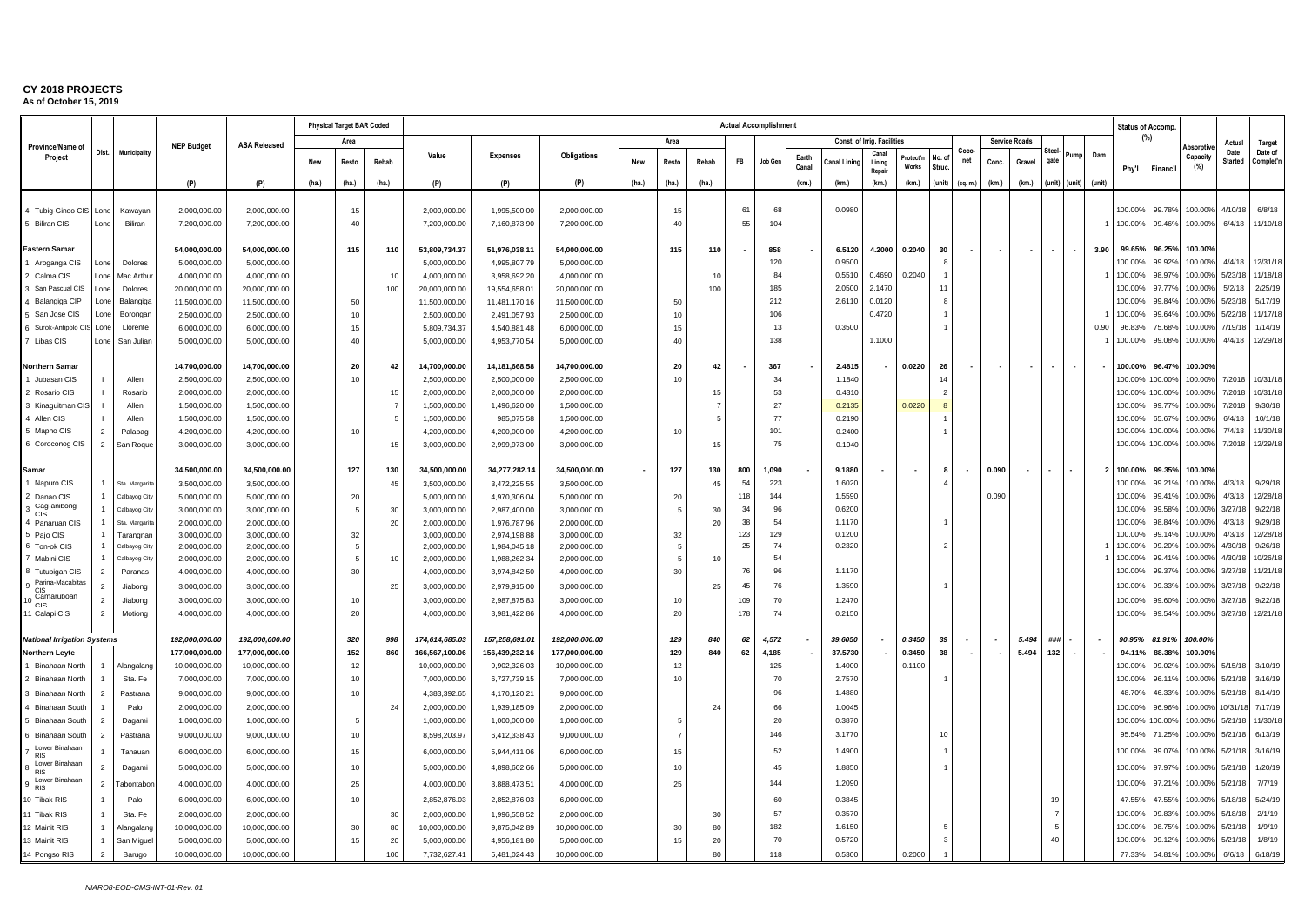# CY 2018 PROJECTS
**As of October 15, 2019**

| Province/Name of Project | Dist. | Municipality | NEP Budget | ASA Released | Physical Target BAR Coded Area | | | Actual Accomplishment | | | | | | | | | | | | | | | | | | | Status of Accomp. (%) | | Absorptive Capacity (%) | Actual Date Started | Target Date of Complet'n |
|---|---|---|---|---|---|---|---|---|---|---|---|---|---|---|---|---|---|---|---|---|---|---|---|---|---|---|---|---|---|---|---|
| | | | | | New | Resto | Rehab | Value | Expenses | Obligations | Area New | Area Resto | Area Rehab | FB | Job Gen | Const. of Irrig. Facilities: Earth Canal | Canal Lining | Canal Lining Repair | Protect'n Works | No. of Struc. | Coco-net | Service Roads: Conc. | Gravel | Steel-gate | Pump | Dam | Phy'l | Financ'l | | | |
| | | | (P) | (P) | (ha.) | (ha.) | (ha.) | (P) | (P) | (P) | (ha.) | (ha.) | (ha.) | | | (km.) | (km.) | (km.) | (km.) | (unit) | (sq. m.) | (km.) | (km.) | (unit) | (unit) | (unit) | | | | | |
| 4 Tubig-Ginoo CIS | Lone | Kawayan | 2,000,000.00 | 2,000,000.00 | | 15 | | 2,000,000.00 | 1,995,500.00 | 2,000,000.00 | | 15 | | 61 | 68 | | 0.0980 | | | | | | | | | | 100.00% | 99.78% | 100.00% | 4/10/18 | 6/8/18 |
| 5 Biliran CIS | Lone | Biliran | 7,200,000.00 | 7,200,000.00 | | 40 | | 7,200,000.00 | 7,160,873.90 | 7,200,000.00 | | 40 | | 55 | 104 | | | | | | | | | | | 1 | 100.00% | 99.46% | 100.00% | 6/4/18 | 11/10/18 |
| **Eastern Samar** | | | **54,000,000.00** | **54,000,000.00** | | **115** | **110** | **53,809,734.37** | **51,976,038.11** | **54,000,000.00** | | **115** | **110** | **-** | **858** | **-** | **6.5120** | **4.2000** | **0.2040** | **30** | **-** | **-** | **-** | **-** | **-** | **3.90** | **99.65%** | **96.25%** | **100.00%** | | |
| 1 Aroganga CIS | Lone | Dolores | 5,000,000.00 | 5,000,000.00 | | | | 5,000,000.00 | 4,995,807.79 | 5,000,000.00 | | | | | 120 | | 0.9500 | | | 8 | | | | | | | 100.00% | 99.92% | 100.00% | 4/4/18 | 12/31/18 |
| 2 Calma CIS | Lone | Mac Arthur | 4,000,000.00 | 4,000,000.00 | | | 10 | 4,000,000.00 | 3,958,692.20 | 4,000,000.00 | | | 10 | | 84 | | 0.5510 | 0.4690 | 0.2040 | 1 | | | | | | 1 | 100.00% | 98.97% | 100.00% | 5/23/18 | 11/18/18 |
| 3 San Pascual CIS | Lone | Dolores | 20,000,000.00 | 20,000,000.00 | | | 100 | 20,000,000.00 | 19,554,658.01 | 20,000,000.00 | | | 100 | | 185 | | 2.0500 | 2.1470 | | 11 | | | | | | | 100.00% | 97.77% | 100.00% | 5/2/18 | 2/25/19 |
| 4 Balangiga CIP | Lone | Balangiga | 11,500,000.00 | 11,500,000.00 | | 50 | | 11,500,000.00 | 11,481,170.16 | 11,500,000.00 | | 50 | | | 212 | | 2.6110 | 0.0120 | | 8 | | | | | | | 100.00% | 99.84% | 100.00% | 5/23/18 | 5/17/19 |
| 5 San Jose CIS | Lone | Borongan | 2,500,000.00 | 2,500,000.00 | | 10 | | 2,500,000.00 | 2,491,057.93 | 2,500,000.00 | | 10 | | | 106 | | | 0.4720 | | 1 | | | | | | 1 | 100.00% | 99.64% | 100.00% | 5/22/18 | 11/17/18 |
| 6 Surok-Antipolo CIS | Lone | Llorente | 6,000,000.00 | 6,000,000.00 | | 15 | | 5,809,734.37 | 4,540,881.48 | 6,000,000.00 | | 15 | | | 13 | | 0.3500 | | | 1 | | | | | | 0.90 | 96.83% | 75.68% | 100.00% | 7/19/18 | 1/14/19 |
| 7 Libas CIS | Lone | San Julian | 5,000,000.00 | 5,000,000.00 | | 40 | | 5,000,000.00 | 4,953,770.54 | 5,000,000.00 | | 40 | | | 138 | | | 1.1000 | | | | | | | | 1 | 100.00% | 99.08% | 100.00% | 4/4/18 | 12/29/18 |
| **Northern Samar** | | | **14,700,000.00** | **14,700,000.00** | | **20** | **42** | **14,700,000.00** | **14,181,668.58** | **14,700,000.00** | | **20** | **42** | **-** | **367** | **-** | **2.4815** | **-** | **0.0220** | **26** | **-** | **-** | **-** | **-** | **-** | **-** | **100.00%** | **96.47%** | **100.00%** | | |
| 1 Jubasan CIS | I | Allen | 2,500,000.00 | 2,500,000.00 | | 10 | | 2,500,000.00 | 2,500,000.00 | 2,500,000.00 | | 10 | | | 34 | | 1.1840 | | | 14 | | | | | | | 100.00% | 100.00% | 100.00% | 7/2018 | 10/31/18 |
| 2 Rosario CIS | I | Rosario | 2,000,000.00 | 2,000,000.00 | | | 15 | 2,000,000.00 | 2,000,000.00 | 2,000,000.00 | | | 15 | | 53 | | 0.4310 | | | 2 | | | | | | | 100.00% | 100.00% | 100.00% | 7/2018 | 10/31/18 |
| 3 Kinaguitman CIS | I | Allen | 1,500,000.00 | 1,500,000.00 | | | 7 | 1,500,000.00 | 1,496,620.00 | 1,500,000.00 | | | 7 | | 27 | | 0.2135 | | 0.0220 | 8 | | | | | | | 100.00% | 99.77% | 100.00% | 7/2018 | 9/30/18 |
| 4 Allen CIS | I | Allen | 1,500,000.00 | 1,500,000.00 | | | 5 | 1,500,000.00 | 985,075.58 | 1,500,000.00 | | | 5 | | 77 | | 0.2190 | | | 1 | | | | | | | 100.00% | 65.67% | 100.00% | 6/4/18 | 10/1/18 |
| 5 Mapno CIS | 2 | Palapag | 4,200,000.00 | 4,200,000.00 | | 10 | | 4,200,000.00 | 4,200,000.00 | 4,200,000.00 | | 10 | | | 101 | | 0.2400 | | | 1 | | | | | | | 100.00% | 100.00% | 100.00% | 7/4/18 | 11/30/18 |
| 6 Coroconog CIS | 2 | San Roque | 3,000,000.00 | 3,000,000.00 | | | 15 | 3,000,000.00 | 2,999,973.00 | 3,000,000.00 | | | 15 | | 75 | | 0.1940 | | | | | | | | | | 100.00% | 100.00% | 100.00% | 7/2018 | 12/29/18 |
| **Samar** | | | **34,500,000.00** | **34,500,000.00** | | **127** | **130** | **34,500,000.00** | **34,277,282.14** | **34,500,000.00** | **-** | **127** | **130** | **800** | **1,090** | **-** | **9.1880** | **-** | **-** | **8** | **-** | **0.090** | **-** | **-** | **-** | **2** | **100.00%** | **99.35%** | **100.00%** | | |
| 1 Napuro CIS | 1 | Sta. Margarita | 3,500,000.00 | 3,500,000.00 | | | 45 | 3,500,000.00 | 3,472,225.55 | 3,500,000.00 | | | 45 | 54 | 223 | | 1.6020 | | | 4 | | | | | | | 100.00% | 99.21% | 100.00% | 4/3/18 | 9/29/18 |
| 2 Danao CIS | 1 | Calbayog City | 5,000,000.00 | 5,000,000.00 | | 20 | | 5,000,000.00 | 4,970,306.04 | 5,000,000.00 | | 20 | | 118 | 144 | | 1.5590 | | | | | 0.090 | | | | | 100.00% | 99.41% | 100.00% | 4/3/18 | 12/28/18 |
| 3 Cag-anibong CIS | 1 | Calbayog City | 3,000,000.00 | 3,000,000.00 | | 5 | 30 | 3,000,000.00 | 2,987,400.00 | 3,000,000.00 | | 5 | 30 | 34 | 96 | | 0.6200 | | | | | | | | | | 100.00% | 99.58% | 100.00% | 3/27/18 | 9/22/18 |
| 4 Panaruan CIS | 1 | Sta. Margarita | 2,000,000.00 | 2,000,000.00 | | | 20 | 2,000,000.00 | 1,976,787.96 | 2,000,000.00 | | | 20 | 38 | 54 | | 1.1170 | | | 1 | | | | | | | 100.00% | 98.84% | 100.00% | 4/3/18 | 9/29/18 |
| 5 Pajo CIS | 1 | Tarangnan | 3,000,000.00 | 3,000,000.00 | | 32 | | 3,000,000.00 | 2,974,198.88 | 3,000,000.00 | | 32 | | 123 | 129 | | 0.1200 | | | | | | | | | | 100.00% | 99.14% | 100.00% | 4/3/18 | 12/28/18 |
| 6 Ton-ok CIS | 1 | Calbayog City | 2,000,000.00 | 2,000,000.00 | | 5 | | 2,000,000.00 | 1,984,045.18 | 2,000,000.00 | | 5 | | 25 | 74 | | 0.2320 | | | 2 | | | | | | 1 | 100.00% | 99.20% | 100.00% | 4/30/18 | 9/26/18 |
| 7 Mabini CIS | 1 | Calbayog City | 2,000,000.00 | 2,000,000.00 | | 5 | 10 | 2,000,000.00 | 1,988,262.34 | 2,000,000.00 | | 5 | 10 | | 54 | | | | | | | | | | | 1 | 100.00% | 99.41% | 100.00% | 4/30/18 | 10/26/18 |
| 8 Tutubigan CIS | 2 | Paranas | 4,000,000.00 | 4,000,000.00 | | 30 | | 4,000,000.00 | 3,974,842.50 | 4,000,000.00 | | 30 | | 76 | 96 | | 1.1170 | | | | | | | | | | 100.00% | 99.37% | 100.00% | 3/27/18 | 11/21/18 |
| 9 Parina-Macabitas CIS | 2 | Jiabong | 3,000,000.00 | 3,000,000.00 | | | 25 | 3,000,000.00 | 2,979,915.00 | 3,000,000.00 | | | 25 | 45 | 76 | | 1.3590 | | | 1 | | | | | | | 100.00% | 99.33% | 100.00% | 3/27/18 | 9/22/18 |
| 10 Camaruboan CIS | 2 | Jiabong | 3,000,000.00 | 3,000,000.00 | | 10 | | 3,000,000.00 | 2,987,875.83 | 3,000,000.00 | | 10 | | 109 | 70 | | 1.2470 | | | | | | | | | | 100.00% | 99.60% | 100.00% | 3/27/18 | 9/22/18 |
| 11 Calapi CIS | 2 | Motiong | 4,000,000.00 | 4,000,000.00 | | 20 | | 4,000,000.00 | 3,981,422.86 | 4,000,000.00 | | 20 | | 178 | 74 | | 0.2150 | | | | | | | | | | 100.00% | 99.54% | 100.00% | 3/27/18 | 12/21/18 |
| ***National Irrigation Systems*** | | | ***192,000,000.00*** | ***192,000,000.00*** | | ***320*** | ***998*** | ***174,614,685.03*** | ***157,258,691.01*** | ***192,000,000.00*** | | ***129*** | ***840*** | ***62*** | ***4,572*** | ***-*** | ***39.6050*** | ***-*** | ***0.3450*** | ***39*** | ***-*** | ***-*** | ***5.494*** | ***###*** | ***-*** | ***-*** | ***90.95%*** | ***81.91%*** | ***100.00%*** | | |
| **Northern Leyte** | | | **177,000,000.00** | **177,000,000.00** | | **152** | **860** | **166,567,100.06** | **156,439,232.16** | **177,000,000.00** | | **129** | **840** | **62** | **4,185** | **-** | **37.5730** | **-** | **0.3450** | **38** | **-** | **-** | **5.494** | **132** | **-** | **-** | **94.11%** | **88.38%** | **100.00%** | | |
| 1 Binahaan North | 1 | Alangalang | 10,000,000.00 | 10,000,000.00 | | 12 | | 10,000,000.00 | 9,902,326.03 | 10,000,000.00 | | 12 | | | 125 | | 1.4000 | | 0.1100 | | | | | | | | 100.00% | 99.02% | 100.00% | 5/15/18 | 3/10/19 |
| 2 Binahaan North | 1 | Sta. Fe | 7,000,000.00 | 7,000,000.00 | | 10 | | 7,000,000.00 | 6,727,739.15 | 7,000,000.00 | | 10 | | | 70 | | 2.7570 | | | 1 | | | | | | | 100.00% | 96.11% | 100.00% | 5/21/18 | 3/16/19 |
| 3 Binahaan North | 2 | Pastrana | 9,000,000.00 | 9,000,000.00 | | 10 | | 4,383,392.65 | 4,170,120.21 | 9,000,000.00 | | | | | 96 | | 1.4880 | | | | | | | | | | 48.70% | 46.33% | 100.00% | 5/21/18 | 8/14/19 |
| 4 Binahaan South | 1 | Palo | 2,000,000.00 | 2,000,000.00 | | | 24 | 2,000,000.00 | 1,939,185.09 | 2,000,000.00 | | | 24 | | 66 | | 1.0045 | | | | | | | | | | 100.00% | 96.96% | 100.00% | 10/31/18 | 7/17/19 |
| 5 Binahaan South | 2 | Dagami | 1,000,000.00 | 1,000,000.00 | | 5 | | 1,000,000.00 | 1,000,000.00 | 1,000,000.00 | | 5 | | | 20 | | 0.3870 | | | | | | | | | | 100.00% | 100.00% | 100.00% | 5/21/18 | 11/30/18 |
| 6 Binahaan South | 2 | Pastrana | 9,000,000.00 | 9,000,000.00 | | 10 | | 8,598,203.97 | 6,412,338.43 | 9,000,000.00 | | 7 | | | 146 | | 3.1770 | | | 10 | | | | | | | 95.54% | 71.25% | 100.00% | 5/21/18 | 6/13/19 |
| 7 Lower Binahaan RIS | 1 | Tanauan | 6,000,000.00 | 6,000,000.00 | | 15 | | 6,000,000.00 | 5,944,411.06 | 6,000,000.00 | | 15 | | | 52 | | 1.4900 | | | 1 | | | | | | | 100.00% | 99.07% | 100.00% | 5/21/18 | 3/16/19 |
| 8 Lower Binahaan RIS | 2 | Dagami | 5,000,000.00 | 5,000,000.00 | | 10 | | 5,000,000.00 | 4,898,602.66 | 5,000,000.00 | | 10 | | | 45 | | 1.8850 | | | 1 | | | | | | | 100.00% | 97.97% | 100.00% | 5/21/18 | 1/20/19 |
| 9 Lower Binahaan RIS | 2 | Tabontabon | 4,000,000.00 | 4,000,000.00 | | 25 | | 4,000,000.00 | 3,888,473.51 | 4,000,000.00 | | 25 | | | 144 | | 1.2090 | | | | | | | | | | 100.00% | 97.21% | 100.00% | 5/21/18 | 7/7/19 |
| 10 Tibak RIS | 1 | Palo | 6,000,000.00 | 6,000,000.00 | | 10 | | 2,852,876.03 | 2,852,876.03 | 6,000,000.00 | | | | | 60 | | 0.3845 | | | | | | | 19 | | | 47.55% | 47.55% | 100.00% | 5/18/18 | 5/24/19 |
| 11 Tibak RIS | 1 | Sta. Fe | 2,000,000.00 | 2,000,000.00 | | | 30 | 2,000,000.00 | 1,996,558.52 | 2,000,000.00 | | | 30 | | 57 | | 0.3570 | | | | | | | 7 | | | 100.00% | 99.83% | 100.00% | 5/18/18 | 2/1/19 |
| 12 Mainit RIS | 1 | Alangalang | 10,000,000.00 | 10,000,000.00 | | 30 | 80 | 10,000,000.00 | 9,875,042.89 | 10,000,000.00 | | 30 | 80 | | 182 | | 1.6150 | | | 5 | | | | 5 | | | 100.00% | 98.75% | 100.00% | 5/21/18 | 1/9/19 |
| 13 Mainit RIS | 1 | San Miguel | 5,000,000.00 | 5,000,000.00 | | 15 | 20 | 5,000,000.00 | 4,956,181.80 | 5,000,000.00 | | 15 | 20 | | 70 | | 0.5720 | | | 3 | | | | 40 | | | 100.00% | 99.12% | 100.00% | 5/21/18 | 1/8/19 |
| 14 Pongso RIS | 2 | Barugo | 10,000,000.00 | 10,000,000.00 | | | 100 | 7,732,627.41 | 5,481,024.43 | 10,000,000.00 | | | 80 | | 118 | | 0.5300 | | 0.2000 | 1 | | | | | | | 77.33% | 54.81% | 100.00% | 6/6/18 | 6/18/19 |

*NIARO8-EOD-CMS-INT-01-Rev. 01*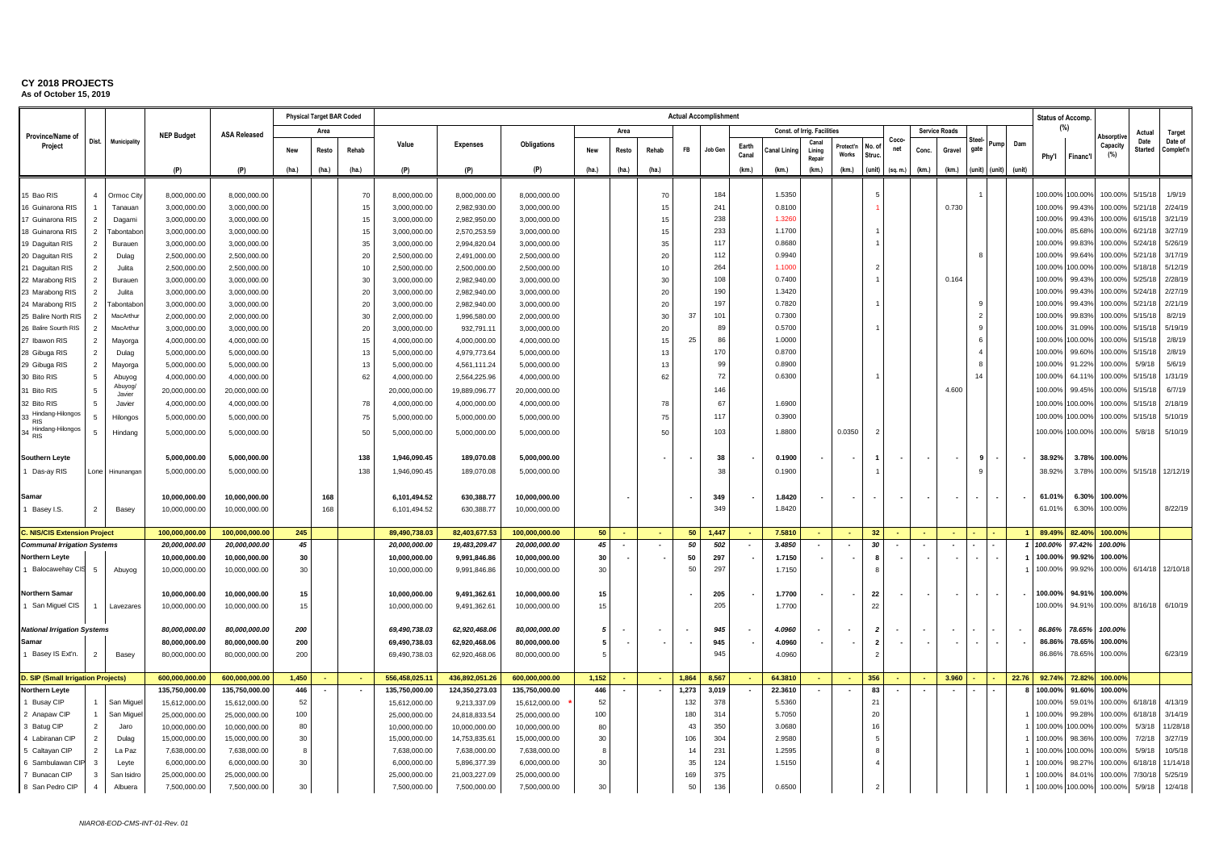# CY 2018 PROJECTS

**As of October 15, 2019**

| Province/Name of Project | Dist. | Municipality | NEP Budget | ASA Released | Physical Target BAR Coded | | | Actual Accomplishment | | | | | | | | | | | | | | | | | | | | Status of Accomp. (%) | | Absorptive Capacity (%) | Actual Date Started | Target Date of Complet'n |
|---|---|---|---|---|---|---|---|---|---|---|---|---|---|---|---|---|---|---|---|---|---|---|---|---|---|---|---|---|---|---|---|---|
| | | | | | Area | | | Value | Expenses | Obligations | Area | | | FB | Job Gen | Const. of Irrig. Facilities | | | | | Coco-net | Service Roads | | Steel-gate | Pump | Dam | | | | | | |
| | | | (P) | (P) | New (ha.) | Resto (ha.) | Rehab (ha.) | (P) | (P) | (P) | New (ha.) | Resto (ha.) | Rehab (ha.) | | | Earth Canal (km.) | Canal Lining (km.) | Canal Lining Repair (km.) | Protect'n Works (km.) | No. of Struc. (unit) | (sq. m.) | Conc. (km.) | Gravel (km.) | (unit) | (unit) | (unit) | Phy'l | Financ'l | | | | |
| 15 Bao RIS | 4 | Ormoc City | 8,000,000.00 | 8,000,000.00 | | | 70 | 8,000,000.00 | 8,000,000.00 | 8,000,000.00 | | | 70 | | 184 | | 1.5350 | | | 5 | | | | 1 | | | 100.00% | 100.00% | 100.00% | 5/15/18 | 1/9/19 |
| 16 Guinarona RIS | 1 | Tanauan | 3,000,000.00 | 3,000,000.00 | | | 15 | 3,000,000.00 | 2,982,930.00 | 3,000,000.00 | | | 15 | | 241 | | 0.8100 | | | 1 | | | 0.730 | | | | 100.00% | 99.43% | 100.00% | 5/21/18 | 2/24/19 |
| 17 Guinarona RIS | 2 | Dagami | 3,000,000.00 | 3,000,000.00 | | | 15 | 3,000,000.00 | 2,982,950.00 | 3,000,000.00 | | | 15 | | 238 | | 1.3260 | | | | | | | | | | 100.00% | 99.43% | 100.00% | 6/15/18 | 3/21/19 |
| 18 Guinarona RIS | 2 | Tabontabon | 3,000,000.00 | 3,000,000.00 | | | 15 | 3,000,000.00 | 2,570,253.59 | 3,000,000.00 | | | 15 | | 233 | | 1.1700 | | | 1 | | | | | | | 100.00% | 85.68% | 100.00% | 6/21/18 | 3/27/19 |
| 19 Daguitan RIS | 2 | Burauen | 3,000,000.00 | 3,000,000.00 | | | 35 | 3,000,000.00 | 2,994,820.04 | 3,000,000.00 | | | 35 | | 117 | | 0.8680 | | | 1 | | | | | | | 100.00% | 99.83% | 100.00% | 5/24/18 | 5/26/19 |
| 20 Daguitan RIS | 2 | Dulag | 2,500,000.00 | 2,500,000.00 | | | 20 | 2,500,000.00 | 2,491,000.00 | 2,500,000.00 | | | 20 | | 112 | | 0.9940 | | | | | | | 8 | | | 100.00% | 99.64% | 100.00% | 5/21/18 | 3/17/19 |
| 21 Daguitan RIS | 2 | Julita | 2,500,000.00 | 2,500,000.00 | | | 10 | 2,500,000.00 | 2,500,000.00 | 2,500,000.00 | | | 10 | | 264 | | 1.1000 | | | 2 | | | | | | | 100.00% | 100.00% | 100.00% | 5/18/18 | 5/12/19 |
| 22 Marabong RIS | 2 | Burauen | 3,000,000.00 | 3,000,000.00 | | | 30 | 3,000,000.00 | 2,982,940.00 | 3,000,000.00 | | | 30 | | 108 | | 0.7400 | | | 1 | | | 0.164 | | | | 100.00% | 99.43% | 100.00% | 5/25/18 | 2/28/19 |
| 23 Marabong RIS | 2 | Julita | 3,000,000.00 | 3,000,000.00 | | | 20 | 3,000,000.00 | 2,982,940.00 | 3,000,000.00 | | | 20 | | 190 | | 1.3420 | | | | | | | | | | 100.00% | 99.43% | 100.00% | 5/24/18 | 2/27/19 |
| 24 Marabong RIS | 2 | Tabontabon | 3,000,000.00 | 3,000,000.00 | | | 20 | 3,000,000.00 | 2,982,940.00 | 3,000,000.00 | | | 20 | | 197 | | 0.7820 | | | 1 | | | | 9 | | | 100.00% | 99.43% | 100.00% | 5/21/18 | 2/21/19 |
| 25 Balire North RIS | 2 | MacArthur | 2,000,000.00 | 2,000,000.00 | | | 30 | 2,000,000.00 | 1,996,580.00 | 2,000,000.00 | | | 30 | 37 | 101 | | 0.7300 | | | | | | | 2 | | | 100.00% | 99.83% | 100.00% | 5/15/18 | 8/2/19 |
| 26 Balire Sourth RIS | 2 | MacArthur | 3,000,000.00 | 3,000,000.00 | | | 20 | 3,000,000.00 | 932,791.11 | 3,000,000.00 | | | 20 | | 89 | | 0.5700 | | | 1 | | | | 9 | | | 100.00% | 31.09% | 100.00% | 5/15/18 | 5/19/19 |
| 27 Ibawon RIS | 2 | Mayorga | 4,000,000.00 | 4,000,000.00 | | | 15 | 4,000,000.00 | 4,000,000.00 | 4,000,000.00 | | | 15 | 25 | 86 | | 1.0000 | | | | | | | 6 | | | 100.00% | 100.00% | 100.00% | 5/15/18 | 2/8/19 |
| 28 Gibuga RIS | 2 | Dulag | 5,000,000.00 | 5,000,000.00 | | | 13 | 5,000,000.00 | 4,979,773.64 | 5,000,000.00 | | | 13 | | 170 | | 0.8700 | | | | | | | 4 | | | 100.00% | 99.60% | 100.00% | 5/15/18 | 2/8/19 |
| 29 Gibuga RIS | 2 | Mayorga | 5,000,000.00 | 5,000,000.00 | | | 13 | 5,000,000.00 | 4,561,111.24 | 5,000,000.00 | | | 13 | | 99 | | 0.8900 | | | | | | | 8 | | | 100.00% | 91.22% | 100.00% | 5/9/18 | 5/6/19 |
| 30 Bito RIS | 5 | Abuyog | 4,000,000.00 | 4,000,000.00 | | | 62 | 4,000,000.00 | 2,564,225.96 | 4,000,000.00 | | | 62 | | 72 | | 0.6300 | | | 1 | | | | 14 | | | 100.00% | 64.11% | 100.00% | 5/15/18 | 1/31/19 |
| 31 Bito RIS | 5 | Abuyog/ Javier | 20,000,000.00 | 20,000,000.00 | | | | 20,000,000.00 | 19,889,096.77 | 20,000,000.00 | | | | | 146 | | | | | | | | 4.600 | | | | 100.00% | 99.45% | 100.00% | 5/15/18 | 6/7/19 |
| 32 Bito RIS | 5 | Javier | 4,000,000.00 | 4,000,000.00 | | | 78 | 4,000,000.00 | 4,000,000.00 | 4,000,000.00 | | | 78 | | 67 | | 1.6900 | | | | | | | | | | 100.00% | 100.00% | 100.00% | 5/15/18 | 2/18/19 |
| 33 Hindang-Hilongos RIS | 5 | Hilongos | 5,000,000.00 | 5,000,000.00 | | | 75 | 5,000,000.00 | 5,000,000.00 | 5,000,000.00 | | | 75 | | 117 | | 0.3900 | | | | | | | | | | 100.00% | 100.00% | 100.00% | 5/15/18 | 5/10/19 |
| 34 Hindang-Hilongos RIS | 5 | Hindang | 5,000,000.00 | 5,000,000.00 | | | 50 | 5,000,000.00 | 5,000,000.00 | 5,000,000.00 | | | 50 | | 103 | | 1.8800 | | 0.0350 | 2 | | | | | | | 100.00% | 100.00% | 100.00% | 5/8/18 | 5/10/19 |
| **Southern Leyte** | | | **5,000,000.00** | **5,000,000.00** | | | **138** | **1,946,090.45** | **189,070.08** | **5,000,000.00** | | | - | - | **38** | - | **0.1900** | - | - | **1** | - | - | - | **9** | - | - | **38.92%** | **3.78%** | **100.00%** | | |
| 1 Das-ay RIS | Lone | Hinunangan | 5,000,000.00 | 5,000,000.00 | | | 138 | 1,946,090.45 | 189,070.08 | 5,000,000.00 | | | | | 38 | | 0.1900 | | | 1 | | | | 9 | | | 38.92% | 3.78% | 100.00% | 5/15/18 | 12/12/19 |
| **Samar** | | | **10,000,000.00** | **10,000,000.00** | | **168** | | **6,101,494.52** | **630,388.77** | **10,000,000.00** | | - | | - | **349** | - | **1.8420** | - | - | - | - | - | - | - | - | - | **61.01%** | **6.30%** | **100.00%** | | |
| 1 Basey I.S. | 2 | Basey | 10,000,000.00 | 10,000,000.00 | | 168 | | 6,101,494.52 | 630,388.77 | 10,000,000.00 | | | | | 349 | | 1.8420 | | | | | | | | | | 61.01% | 6.30% | 100.00% | | 8/22/19 |
| **C. NIS/CIS Extension Project** | | | **100,000,000.00** | **100,000,000.00** | **245** | | | **89,490,738.03** | **82,403,677.53** | **100,000,000.00** | **50** | - | - | **50** | **1,447** | - | **7.5810** | - | - | **32** | - | - | - | - | - | **1** | **89.49%** | **82.40%** | **100.00%** | | |
| ***Communal Irrigation Systems*** | | | ***20,000,000.00*** | ***20,000,000.00*** | ***45*** | | | ***20,000,000.00*** | ***19,483,209.47*** | ***20,000,000.00*** | ***45*** | - | - | ***50*** | ***502*** | - | ***3.4850*** | - | - | ***30*** | - | - | - | - | - | ***1*** | ***100.00%*** | ***97.42%*** | ***100.00%*** | | |
| **Northern Leyte** | | | **10,000,000.00** | **10,000,000.00** | **30** | | | **10,000,000.00** | **9,991,846.86** | **10,000,000.00** | **30** | - | - | **50** | **297** | - | **1.7150** | - | - | **8** | - | - | - | - | - | **1** | **100.00%** | **99.92%** | **100.00%** | | |
| 1 Balocawehay CIS | 5 | Abuyog | 10,000,000.00 | 10,000,000.00 | 30 | | | 10,000,000.00 | 9,991,846.86 | 10,000,000.00 | 30 | | | 50 | 297 | | 1.7150 | | | 8 | | | | | | 1 | 100.00% | 99.92% | 100.00% | 6/14/18 | 12/10/18 |
| **Northern Samar** | | | **10,000,000.00** | **10,000,000.00** | **15** | | | **10,000,000.00** | **9,491,362.61** | **10,000,000.00** | **15** | | | - | **205** | - | **1.7700** | - | - | **22** | - | - | - | - | - | - | **100.00%** | **94.91%** | **100.00%** | | |
| 1 San Miguel CIS | 1 | Lavezares | 10,000,000.00 | 10,000,000.00 | 15 | | | 10,000,000.00 | 9,491,362.61 | 10,000,000.00 | 15 | | | | 205 | | 1.7700 | | | 22 | | | | | | | 100.00% | 94.91% | 100.00% | 8/16/18 | 6/10/19 |
| ***National Irrigation Systems*** | | | ***80,000,000.00*** | ***80,000,000.00*** | ***200*** | | | ***69,490,738.03*** | ***62,920,468.06*** | ***80,000,000.00*** | ***5*** | - | - | - | ***945*** | - | ***4.0960*** | - | - | ***2*** | - | - | - | - | - | - | ***86.86%*** | ***78.65%*** | ***100.00%*** | | |
| **Samar** | | | **80,000,000.00** | **80,000,000.00** | **200** | | | **69,490,738.03** | **62,920,468.06** | **80,000,000.00** | **5** | - | - | - | **945** | - | **4.0960** | - | - | **2** | - | - | - | - | - | - | **86.86%** | **78.65%** | **100.00%** | | |
| 1 Basey IS Ext'n. | 2 | Basey | 80,000,000.00 | 80,000,000.00 | 200 | | | 69,490,738.03 | 62,920,468.06 | 80,000,000.00 | 5 | | | | 945 | | 4.0960 | | | 2 | | | | | | | 86.86% | 78.65% | 100.00% | | 6/23/19 |
| **D. SIP (Small Irrigation Projects)** | | | **600,000,000.00** | **600,000,000.00** | **1,450** | - | - | **556,458,025.11** | **436,892,051.26** | **600,000,000.00** | **1,152** | - | - | **1,864** | **8,567** | - | **64.3810** | - | - | **356** | - | - | **3.960** | - | - | **22.76** | **92.74%** | **72.82%** | **100.00%** | | |
| **Northern Leyte** | | | **135,750,000.00** | **135,750,000.00** | **446** | - | - | **135,750,000.00** | **124,350,273.03** | **135,750,000.00** | **446** | - | - | **1,273** | **3,019** | - | **22.3610** | - | - | **83** | - | - | - | - | - | **8** | **100.00%** | **91.60%** | **100.00%** | | |
| 1 Busay CIP | 1 | San Miguel | 15,612,000.00 | 15,612,000.00 | 52 | | | 15,612,000.00 | 9,213,337.09 | 15,612,000.00 * | 52 | | | 132 | 378 | | 5.5360 | | | 21 | | | | | | | 100.00% | 59.01% | 100.00% | 6/18/18 | 4/13/19 |
| 2 Anapaw CIP | 1 | San Miguel | 25,000,000.00 | 25,000,000.00 | 100 | | | 25,000,000.00 | 24,818,833.54 | 25,000,000.00 | 100 | | | 180 | 314 | | 5.7050 | | | 20 | | | | | | 1 | 100.00% | 99.28% | 100.00% | 6/18/18 | 3/14/19 |
| 3 Batug CIP | 2 | Jaro | 10,000,000.00 | 10,000,000.00 | 80 | | | 10,000,000.00 | 10,000,000.00 | 10,000,000.00 | 80 | | | 43 | 350 | | 3.0680 | | | 16 | | | | | | 1 | 100.00% | 100.00% | 100.00% | 5/3/18 | 11/28/18 |
| 4 Labiranan CIP | 2 | Dulag | 15,000,000.00 | 15,000,000.00 | 30 | | | 15,000,000.00 | 14,753,835.61 | 15,000,000.00 | 30 | | | 106 | 304 | | 2.9580 | | | 5 | | | | | | 1 | 100.00% | 98.36% | 100.00% | 7/2/18 | 3/27/19 |
| 5 Caltayan CIP | 2 | La Paz | 7,638,000.00 | 7,638,000.00 | 8 | | | 7,638,000.00 | 7,638,000.00 | 7,638,000.00 | 8 | | | 14 | 231 | | 1.2595 | | | 8 | | | | | | 1 | 100.00% | 100.00% | 100.00% | 5/9/18 | 10/5/18 |
| 6 Sambulawan CIP | 3 | Leyte | 6,000,000.00 | 6,000,000.00 | 30 | | | 6,000,000.00 | 5,896,377.39 | 6,000,000.00 | 30 | | | 35 | 124 | | 1.5150 | | | 4 | | | | | | 1 | 100.00% | 98.27% | 100.00% | 6/18/18 | 11/14/18 |
| 7 Bunacan CIP | 3 | San Isidro | 25,000,000.00 | 25,000,000.00 | | | | 25,000,000.00 | 21,003,227.09 | 25,000,000.00 | | | | 169 | 375 | | | | | | | | | | | 1 | 100.00% | 84.01% | 100.00% | 7/30/18 | 5/25/19 |
| 8 San Pedro CIP | 4 | Albuera | 7,500,000.00 | 7,500,000.00 | 30 | | | 7,500,000.00 | 7,500,000.00 | 7,500,000.00 | 30 | | | 50 | 136 | | 0.6500 | | | 2 | | | | | | 1 | 100.00% | 100.00% | 100.00% | 5/9/18 | 12/4/18 |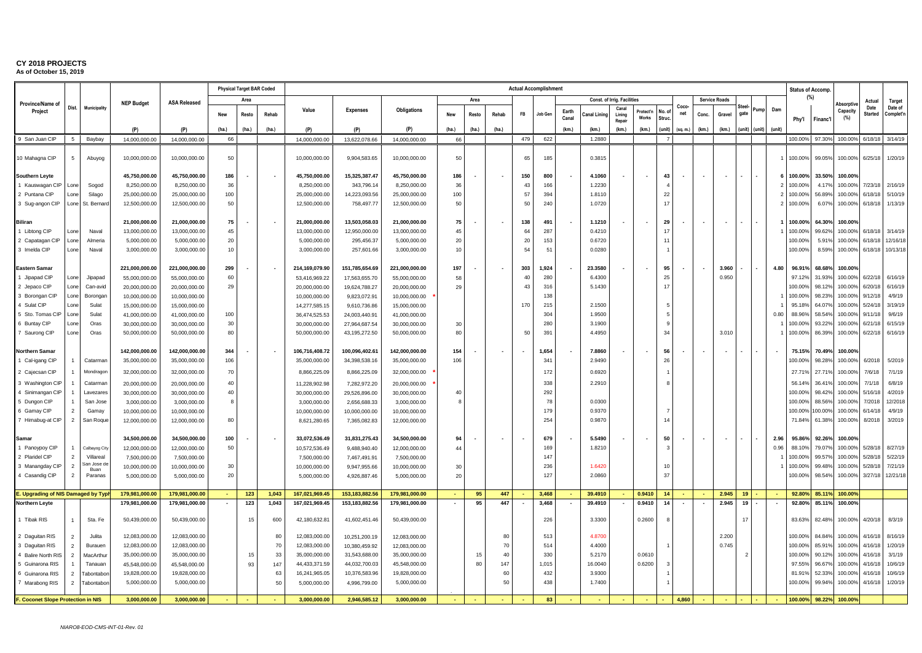# CY 2018 PROJECTS

**As of October 15, 2019**

| Province/Name of Project | Dist. | Municipality | NEP Budget (P) | ASA Released (P) | Physical Target BAR Coded Area New (ha.) | Physical Target BAR Coded Area Resto (ha.) | Physical Target BAR Coded Rehab (ha.) | Value (P) | Expenses (P) | Obligations (P) | Actual Area New (ha.) | Actual Area Resto (ha.) | Actual Rehab (ha.) | FB | Job Gen | Earth Canal (km.) | Canal Lining (km.) | Canal Lining Repair (km.) | Protect'n Works (km.) | No. of Struc. (unit) | Coco-net (sq. m.) | Service Roads Conc. (km.) | Service Roads Gravel (km.) | Steel-gate (unit) | Pump (unit) | Dam (unit) | Status of Accomp. (%) Phy'l | Status of Accomp. (%) Financ'l | Absorptive Capacity (%) | Actual Date Started | Target Date of Complet'n |
|---|---|---|---|---|---|---|---|---|---|---|---|---|---|---|---|---|---|---|---|---|---|---|---|---|---|---|---|---|---|---|---|
| 9 San Juan CIP | 5 | Baybay | 14,000,000.00 | 14,000,000.00 | 66 | | | 14,000,000.00 | 13,622,078.66 | 14,000,000.00 | 66 | | | 479 | 622 | | 1.2880 | | | 7 | | | | | | | 100.00% | 97.30% | 100.00% | 6/18/18 | 3/14/19 |
| 10 Mahagna CIP | 5 | Abuyog | 10,000,000.00 | 10,000,000.00 | 50 | | | 10,000,000.00 | 9,904,583.65 | 10,000,000.00 | 50 | | | 65 | 185 | | 0.3815 | | | | | | | | | 1 | 100.00% | 99.05% | 100.00% | 6/25/18 | 1/20/19 |
| **Southern Leyte** | | | **45,750,000.00** | **45,750,000.00** | **186** | - | - | **45,750,000.00** | **15,325,387.47** | **45,750,000.00** | **186** | - | - | **150** | **800** | - | **4.1060** | - | - | **43** | - | - | - | - | - | **6** | **100.00%** | **33.50%** | **100.00%** | | |
| 1 Kauswagan CIP | Lone | Sogod | 8,250,000.00 | 8,250,000.00 | 36 | | | 8,250,000.00 | 343,796.14 | 8,250,000.00 | 36 | | | 43 | 166 | | 1.2230 | | | 4 | | | | | | 2 | 100.00% | 4.17% | 100.00% | 7/23/18 | 2/16/19 |
| 2 Puntana CIP | Lone | Silago | 25,000,000.00 | 25,000,000.00 | 100 | | | 25,000,000.00 | 14,223,093.56 | 25,000,000.00 | 100 | | | 57 | 394 | | 1.8110 | | | 22 | | | | | | 2 | 100.00% | 56.89% | 100.00% | 6/18/18 | 5/10/19 |
| 3 Sug-angon CIP | Lone | St. Bernard | 12,500,000.00 | 12,500,000.00 | 50 | | | 12,500,000.00 | 758,497.77 | 12,500,000.00 | 50 | | | 50 | 240 | | 1.0720 | | | 17 | | | | | | 2 | 100.00% | 6.07% | 100.00% | 6/18/18 | 1/13/19 |
| **Biliran** | | | **21,000,000.00** | **21,000,000.00** | **75** | - | - | **21,000,000.00** | **13,503,058.03** | **21,000,000.00** | **75** | - | - | **138** | **491** | - | **1.1210** | - | - | **29** | - | - | - | - | - | **1** | **100.00%** | **64.30%** | **100.00%** | | |
| 1 Libtong CIP | Lone | Naval | 13,000,000.00 | 13,000,000.00 | 45 | | | 13,000,000.00 | 12,950,000.00 | 13,000,000.00 | 45 | | | 64 | 287 | | 0.4210 | | | 17 | | | | | | 1 | 100.00% | 99.62% | 100.00% | 6/18/18 | 3/14/19 |
| 2 Capatagan CIP | Lone | Almeria | 5,000,000.00 | 5,000,000.00 | 20 | | | 5,000,000.00 | 295,456.37 | 5,000,000.00 | 20 | | | 20 | 153 | | 0.6720 | | | 11 | | | | | | | 100.00% | 5.91% | 100.00% | 6/18/18 | 12/16/18 |
| 3 Imelda CIP | Lone | Naval | 3,000,000.00 | 3,000,000.00 | 10 | | | 3,000,000.00 | 257,601.66 | 3,000,000.00 | 10 | | | 54 | 51 | | 0.0280 | | | 1 | | | | | | | 100.00% | 8.59% | 100.00% | 6/18/18 | 10/13/18 |
| **Eastern Samar** | | | **221,000,000.00** | **221,000,000.00** | **299** | - | - | **214,169,079.90** | **151,785,654.69** | **221,000,000.00** | **197** | - | - | **303** | **1,924** | - | **23.3580** | - | - | **95** | - | - | **3.960** | - | - | **4.80** | **96.91%** | **68.68%** | **100.00%** | | |
| 1 Jipapad CIP | Lone | Jipapad | 55,000,000.00 | 55,000,000.00 | 60 | | | 53,416,969.22 | 17,563,655.70 | 55,000,000.00 | 58 | | | 40 | 280 | | 6.4300 | | | 25 | | | 0.950 | | | | 97.12% | 31.93% | 100.00% | 6/22/18 | 6/16/19 |
| 2 Jepaco CIP | Lone | Can-avid | 20,000,000.00 | 20,000,000.00 | 29 | | | 20,000,000.00 | 19,624,788.27 | 20,000,000.00 | 29 | | | 43 | 316 | | 5.1430 | | | 17 | | | | | | | 100.00% | 98.12% | 100.00% | 6/20/18 | 6/16/19 |
| 3 Borongan CIP | Lone | Borongan | 10,000,000.00 | 10,000,000.00 | | | | 10,000,000.00 | 9,823,072.91 | 10,000,000.00 * | | | | | 138 | | | | | | | | | | | 1 | 100.00% | 98.23% | 100.00% | 9/12/18 | 4/9/19 |
| 4 Sulat CIP | Lone | Sulat | 15,000,000.00 | 15,000,000.00 | | | | 14,277,585.15 | 9,610,736.86 | 15,000,000.00 | | | | 170 | 215 | | 2.1500 | | | 5 | | | | | | 1 | 95.18% | 64.07% | 100.00% | 5/24/18 | 3/19/19 |
| 5 Sto. Tomas CIP | Lone | Sulat | 41,000,000.00 | 41,000,000.00 | 100 | | | 36,474,525.53 | 24,003,440.91 | 41,000,000.00 | | | | | 304 | | 1.9500 | | | 5 | | | | | | 0.80 | 88.96% | 58.54% | 100.00% | 9/11/18 | 9/6/19 |
| 6 Buntay CIP | Lone | Oras | 30,000,000.00 | 30,000,000.00 | 30 | | | 30,000,000.00 | 27,964,687.54 | 30,000,000.00 | 30 | | | | 280 | | 3.1900 | | | 9 | | | | | | 1 | 100.00% | 93.22% | 100.00% | 6/21/18 | 6/15/19 |
| 7 Saurong CIP | Lone | Oras | 50,000,000.00 | 50,000,000.00 | 80 | | | 50,000,000.00 | 43,195,272.50 | 50,000,000.00 | 80 | | | 50 | 391 | | 4.4950 | | | 34 | | | 3.010 | | | 1 | 100.00% | 86.39% | 100.00% | 6/22/18 | 6/16/19 |
| **Northern Samar** | | | **142,000,000.00** | **142,000,000.00** | **344** | - | - | **106,716,408.72** | **100,096,402.61** | **142,000,000.00** | **154** | - | - | - | **1,654** | - | **7.8860** | - | - | **56** | - | - | - | - | - | - | **75.15%** | **70.49%** | **100.00%** | | |
| 1 Cal-igang CIP | 1 | Catarman | 35,000,000.00 | 35,000,000.00 | 106 | | | 35,000,000.00 | 34,398,538.16 | 35,000,000.00 | 106 | | | | 341 | | 2.9490 | | | 26 | | | | | | | 100.00% | 98.28% | 100.00% | 6/2018 | 5/2019 |
| 2 Cajecsan CIP | 1 | Mondragon | 32,000,000.00 | 32,000,000.00 | 70 | | | 8,866,225.09 | 8,866,225.09 | 32,000,000.00 * | | | | | 172 | | 0.6920 | | | 1 | | | | | | | 27.71% | 27.71% | 100.00% | 7/6/18 | 7/1/19 |
| 3 Washington CIP | 1 | Catarman | 20,000,000.00 | 20,000,000.00 | 40 | | | 11,228,902.98 | 7,282,972.20 | 20,000,000.00 * | | | | | 338 | | 2.2910 | | | 8 | | | | | | | 56.14% | 36.41% | 100.00% | 7/1/18 | 6/8/19 |
| 4 Sinimangan CIP | 1 | Lavezares | 30,000,000.00 | 30,000,000.00 | 40 | | | 30,000,000.00 | 29,526,896.00 | 30,000,000.00 | 40 | | | | 292 | | | | | | | | | | | | 100.00% | 98.42% | 100.00% | 5/16/18 | 4/2019 |
| 5 Dungon CIP | 1 | San Jose | 3,000,000.00 | 3,000,000.00 | 8 | | | 3,000,000.00 | 2,656,688.33 | 3,000,000.00 | 8 | | | | 78 | | 0.0300 | | | | | | | | | | 100.00% | 88.56% | 100.00% | 7/2018 | 12/2018 |
| 6 Gamay CIP | 2 | Gamay | 10,000,000.00 | 10,000,000.00 | | | | 10,000,000.00 | 10,000,000.00 | 10,000,000.00 | | | | | 179 | | 0.9370 | | | 7 | | | | | | | 100.00% | 100.00% | 100.00% | 6/14/18 | 4/9/19 |
| 7 Himabug-at CIP | 2 | San Roque | 12,000,000.00 | 12,000,000.00 | 80 | | | 8,621,280.65 | 7,365,082.83 | 12,000,000.00 | | | | | 254 | | 0.9870 | | | 14 | | | | | | | 71.84% | 61.38% | 100.00% | 8/2018 | 3/2019 |
| **Samar** | | | **34,500,000.00** | **34,500,000.00** | **100** | - | - | **33,072,536.49** | **31,831,275.43** | **34,500,000.00** | **94** | - | - | - | **679** | - | **5.5490** | - | - | **50** | - | - | - | - | - | **2.96** | **95.86%** | **92.26%** | **100.00%** | | |
| 1 Panoypoy CIP | 1 | Calbayog City | 12,000,000.00 | 12,000,000.00 | 50 | | | 10,572,536.49 | 9,488,940.40 | 12,000,000.00 | 44 | | | | 169 | | 1.8210 | | | 3 | | | | | | 0.96 | 88.10% | 79.07% | 100.00% | 5/28/18 | 8/27/19 |
| 2 Plaridel CIP | 2 | Villareal | 7,500,000.00 | 7,500,000.00 | | | | 7,500,000.00 | 7,467,491.91 | 7,500,000.00 | | | | | 147 | | | | | | | | | | | 1 | 100.00% | 99.57% | 100.00% | 5/28/18 | 5/22/19 |
| 3 Manangday CIP | 2 | San Jose de Buan | 10,000,000.00 | 10,000,000.00 | 30 | | | 10,000,000.00 | 9,947,955.66 | 10,000,000.00 | 30 | | | | 236 | | 1.6420 | | | 10 | | | | | | 1 | 100.00% | 99.48% | 100.00% | 5/28/18 | 7/21/19 |
| 4 Casandig CIP | 2 | Paranas | 5,000,000.00 | 5,000,000.00 | 20 | | | 5,000,000.00 | 4,926,887.46 | 5,000,000.00 | 20 | | | | 127 | | 2.0860 | | | 37 | | | | | | | 100.00% | 98.54% | 100.00% | 3/27/18 | 12/21/18 |
| **E. Upgrading of NIS Damaged by Typh** | | | **179,981,000.00** | **179,981,000.00** | - | **123** | **1,043** | **167,021,969.45** | **153,183,882.56** | **179,981,000.00** | - | **95** | **447** | - | **3,468** | - | **39.4910** | - | **0.9410** | **14** | - | - | **2.945** | **19** | - | - | **92.80%** | **85.11%** | **100.00%** | | |
| **Northern Leyte** | | | **179,981,000.00** | **179,981,000.00** | - | **123** | **1,043** | **167,021,969.45** | **153,183,882.56** | **179,981,000.00** | - | **95** | **447** | - | **3,468** | - | **39.4910** | - | **0.9410** | **14** | - | - | **2.945** | **19** | - | - | **92.80%** | **85.11%** | **100.00%** | | |
| 1 Tibak RIS | 1 | Sta. Fe | 50,439,000.00 | 50,439,000.00 | | 15 | 600 | 42,180,632.81 | 41,602,451.46 | 50,439,000.00 | | | | | 226 | | 3.3300 | | 0.2600 | 8 | | | | 17 | | | 83.63% | 82.48% | 100.00% | 4/20/18 | 8/3/19 |
| 2 Daguitan RIS | 2 | Julita | 12,083,000.00 | 12,083,000.00 | | | 80 | 12,083,000.00 | 10,251,200.19 | 12,083,000.00 | | | 80 | | 513 | | 4.8700 | | | | | | 2.200 | | | | 100.00% | 84.84% | 100.00% | 4/16/18 | 8/16/19 |
| 3 Daguitan RIS | 2 | Burauen | 12,083,000.00 | 12,083,000.00 | | | 70 | 12,083,000.00 | 10,380,459.92 | 12,083,000.00 | | | 70 | | 514 | | 4.4000 | | | 1 | | | 0.745 | | | | 100.00% | 85.91% | 100.00% | 4/16/18 | 1/20/19 |
| 4 Balire North RIS | 2 | MacArthur | 35,000,000.00 | 35,000,000.00 | | 15 | 33 | 35,000,000.00 | 31,543,688.00 | 35,000,000.00 | | 15 | 40 | | 330 | | 5.2170 | | 0.0610 | | | | | 2 | | | 100.00% | 90.12% | 100.00% | 4/16/18 | 3/1/19 |
| 5 Guinarona RIS | 1 | Tanauan | 45,548,000.00 | 45,548,000.00 | | 93 | 147 | 44,433,371.59 | 44,032,700.03 | 45,548,000.00 | | 80 | 147 | | 1,015 | | 16.0040 | | 0.6200 | 3 | | | | | | | 97.55% | 96.67% | 100.00% | 4/16/18 | 10/6/19 |
| 6 Guinarona RIS | 2 | Tabontabon | 19,828,000.00 | 19,828,000.00 | | | 63 | 16,241,965.05 | 10,376,583.96 | 19,828,000.00 | | | 60 | | 432 | | 3.9300 | | | 1 | | | | | | | 81.91% | 52.33% | 100.00% | 4/16/18 | 10/6/19 |
| 7 Marabong RIS | 2 | Tabontabon | 5,000,000.00 | 5,000,000.00 | | | 50 | 5,000,000.00 | 4,996,799.00 | 5,000,000.00 | | | 50 | | 438 | | 1.7400 | | | 1 | | | | | | | 100.00% | 99.94% | 100.00% | 4/16/18 | 1/20/19 |
| **F. Coconet Slope Protection in NIS** | | | **3,000,000.00** | **3,000,000.00** | - | - | - | **3,000,000.00** | **2,946,585.12** | **3,000,000.00** | - | - | - | - | **83** | - | - | - | - | - | **4,860** | - | - | - | - | - | **100.00%** | **98.22%** | **100.00%** | | |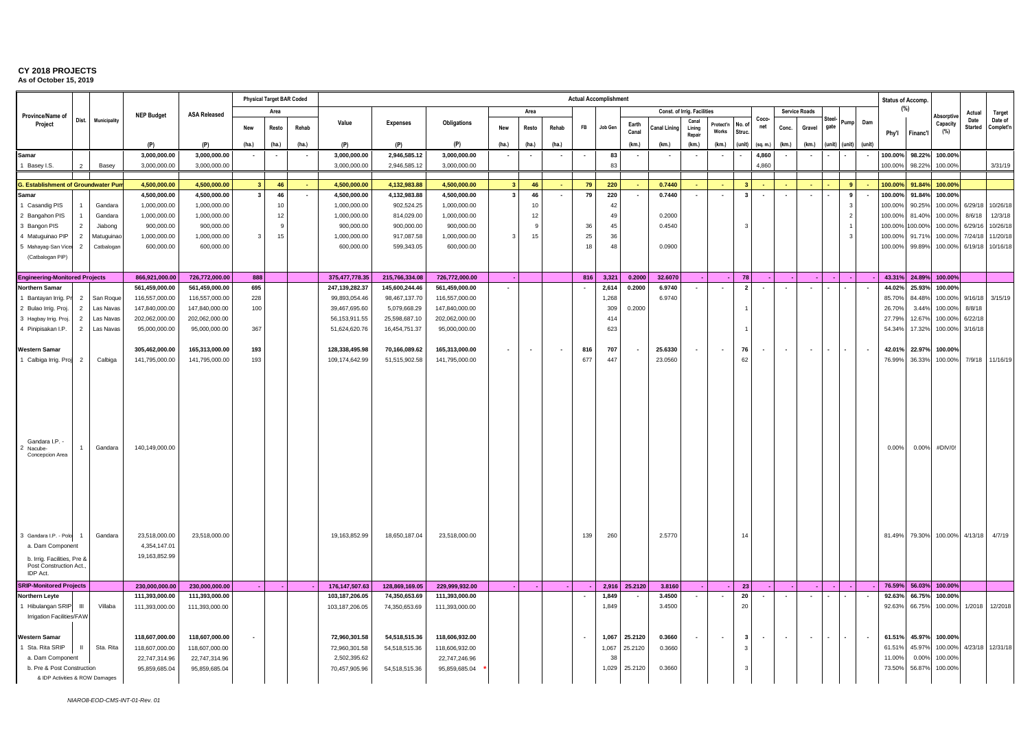# CY 2018 PROJECTS

**As of October 15, 2019**

| Province/Name of Project | Dist. | Municipality | NEP Budget | ASA Released | Physical Target BAR Coded – Area – New | Resto | Rehab | Actual Accomplishment – Value | Expenses | Obligations | Area – New | Resto | Rehab | FB | Job Gen | Const. of Irrig. Facilities – Earth Canal | Canal Lining | Canal Lining Repair | Protect'n Works | No. of Struc. | Coco-net | Service Roads – Conc. | Gravel | Steel-gate | Pump | Dam | Status of Accomp. (%) – Phy'l | Financ'l | Absorptive Capacity (%) | Actual Date Started | Target Date of Complet'n |
|---|---|---|---|---|---|---|---|---|---|---|---|---|---|---|---|---|---|---|---|---|---|---|---|---|---|---|---|---|---|---|---|
| | | | (P) | (P) | (ha.) | (ha.) | (ha.) | (P) | (P) | (P) | (ha.) | (ha.) | (ha.) | | | (km.) | (km.) | (km.) | (km.) | (unit) | (sq. m.) | (km.) | (km.) | (unit) | (unit) | (unit) | | | | | |
| **Samar** | | | **3,000,000.00** | **3,000,000.00** | - | - | - | **3,000,000.00** | **2,946,585.12** | **3,000,000.00** | - | - | - | - | **83** | - | - | - | - | - | **4,860** | - | - | - | - | - | **100.00%** | **98.22%** | **100.00%** | | |
| 1 Basey I.S. | 2 | Basey | 3,000,000.00 | 3,000,000.00 | | | | 3,000,000.00 | 2,946,585.12 | 3,000,000.00 | | | | | 83 | | | | | | 4,860 | | | | | | 100.00% | 98.22% | 100.00% | | 3/31/19 |
| **G. Establishment of Groundwater Pump** | | | **4,500,000.00** | **4,500,000.00** | **3** | **46** | - | **4,500,000.00** | **4,132,983.88** | **4,500,000.00** | **3** | **46** | - | **79** | **220** | - | **0.7440** | - | - | **3** | - | - | - | - | **9** | - | **100.00%** | **91.84%** | **100.00%** | | |
| **Samar** | | | **4,500,000.00** | **4,500,000.00** | **3** | **46** | - | **4,500,000.00** | **4,132,983.88** | **4,500,000.00** | **3** | **46** | - | **79** | **220** | - | **0.7440** | - | - | **3** | - | - | - | - | **9** | - | **100.00%** | **91.84%** | **100.00%** | | |
| 1 Casandig PIS | 1 | Gandara | 1,000,000.00 | 1,000,000.00 | | 10 | | 1,000,000.00 | 902,524.25 | 1,000,000.00 | | 10 | | | 42 | | | | | | | | | | 3 | | 100.00% | 90.25% | 100.00% | 6/29/18 | 10/26/18 |
| 2 Bangahon PIS | 1 | Gandara | 1,000,000.00 | 1,000,000.00 | | 12 | | 1,000,000.00 | 814,029.00 | 1,000,000.00 | | 12 | | | 49 | | 0.2000 | | | | | | | | 2 | | 100.00% | 81.40% | 100.00% | 8/6/18 | 12/3/18 |
| 3 Bangon PIS | 2 | Jiabong | 900,000.00 | 900,000.00 | | 9 | | 900,000.00 | 900,000.00 | 900,000.00 | | 9 | | 36 | 45 | | 0.4540 | | | 3 | | | | | 1 | | 100.00% | 100.00% | 100.00% | 6/29/16 | 10/26/18 |
| 4 Matuguinao PIP | 2 | Matuguinao | 1,000,000.00 | 1,000,000.00 | 3 | 15 | | 1,000,000.00 | 917,087.58 | 1,000,000.00 | 3 | 15 | | 25 | 36 | | | | | | | | | | 3 | | 100.00% | 91.71% | 100.00% | 7/24/18 | 11/20/18 |
| 5 Mahayag-San Vicente (Catbalogan PIP) | 2 | Catbalogan | 600,000.00 | 600,000.00 | | | | 600,000.00 | 599,343.05 | 600,000.00 | | | | 18 | 48 | | 0.0900 | | | | | | | | | | 100.00% | 99.89% | 100.00% | 6/19/18 | 10/16/18 |
| **Engineering-Monitored Projects** | | | **866,921,000.00** | **726,772,000.00** | **888** | | | **375,477,778.35** | **215,766,334.08** | **726,772,000.00** | - | | | **816** | **3,321** | **0.2000** | **32.6070** | - | - | **78** | - | - | - | - | - | - | **43.31%** | **24.89%** | **100.00%** | | |
| **Northern Samar** | | | **561,459,000.00** | **561,459,000.00** | **695** | | | **247,139,282.37** | **145,600,244.46** | **561,459,000.00** | - | | | - | **2,614** | **0.2000** | **6.9740** | - | - | **2** | - | - | - | - | - | - | **44.02%** | **25.93%** | **100.00%** | | |
| 1 Bantayan Irrig. Proj. | 2 | San Roque | 116,557,000.00 | 116,557,000.00 | 228 | | | 99,893,054.46 | 98,467,137.70 | 116,557,000.00 | | | | | 1,268 | | 6.9740 | | | | | | | | | | 85.70% | 84.48% | 100.00% | 9/16/18 | 3/15/19 |
| 2 Bulao Irrig. Proj. | 2 | Las Navas | 147,840,000.00 | 147,840,000.00 | 100 | | | 39,467,695.60 | 5,079,668.29 | 147,840,000.00 | | | | | 309 | 0.2000 | | | | 1 | | | | | | | 26.70% | 3.44% | 100.00% | 8/8/18 | |
| 3 Hagbay Irrig. Proj. | 2 | Las Navas | 202,062,000.00 | 202,062,000.00 | | | | 56,153,911.55 | 25,598,687.10 | 202,062,000.00 | | | | | 414 | | | | | | | | | | | | 27.79% | 12.67% | 100.00% | 6/22/18 | |
| 4 Pinipisakan I.P. | 2 | Las Navas | 95,000,000.00 | 95,000,000.00 | 367 | | | 51,624,620.76 | 16,454,751.37 | 95,000,000.00 | | | | | 623 | | | | | 1 | | | | | | | 54.34% | 17.32% | 100.00% | 3/16/18 | |
| **Western Samar** | | | **305,462,000.00** | **165,313,000.00** | **193** | | | **128,338,495.98** | **70,166,089.62** | **165,313,000.00** | - | - | - | **816** | **707** | - | **25.6330** | - | - | **76** | - | - | - | - | - | - | **42.01%** | **22.97%** | **100.00%** | | |
| 1 Calbiga Irrig. Proj | 2 | Calbiga | 141,795,000.00 | 141,795,000.00 | 193 | | | 109,174,642.99 | 51,515,902.58 | 141,795,000.00 | | | | 677 | 447 | | 23.0560 | | | 62 | | | | | | | 76.99% | 36.33% | 100.00% | 7/9/18 | 11/16/19 |
| 2 Gandara I.P. - Nacube-Concepcion Area | 1 | Gandara | 140,149,000.00 | | | | | | | | | | | | | | | | | | | | | | | | 0.00% | 0.00% | #DIV/0! | | |
| 3 Gandara I.P. - Polo | 1 | Gandara | 23,518,000.00 | 23,518,000.00 | | | | 19,163,852.99 | 18,650,187.04 | 23,518,000.00 | | | | 139 | 260 | | 2.5770 | | | 14 | | | | | | | 81.49% | 79.30% | 100.00% | 4/13/18 | 4/7/19 |
| a. Dam Component | | | 4,354,147.01 | | | | | | | | | | | | | | | | | | | | | | | | | | | | |
| b. Irrig. Facilities, Pre & Post Construction Act., IDP Act. | | | 19,163,852.99 | | | | | | | | | | | | | | | | | | | | | | | | | | | | |
| **SRIP-Monitored Projects** | | | **230,000,000.00** | **230,000,000.00** | - | - | - | **176,147,507.63** | **128,869,169.05** | **229,999,932.00** | - | - | - | - | **2,916** | **25.2120** | **3.8160** | - | - | **23** | - | - | - | - | - | - | **76.59%** | **56.03%** | **100.00%** | | |
| **Northern Leyte** | | | **111,393,000.00** | **111,393,000.00** | | | | **103,187,206.05** | **74,350,653.69** | **111,393,000.00** | | | | - | **1,849** | - | **3.4500** | - | - | **20** | - | - | - | - | - | - | **92.63%** | **66.75%** | **100.00%** | | |
| 1 Hibulangan SRIP Irrigation Facilities/FAW | III | Villaba | 111,393,000.00 | 111,393,000.00 | | | | 103,187,206.05 | 74,350,653.69 | 111,393,000.00 | | | | | 1,849 | | 3.4500 | | | 20 | | | | | | | 92.63% | 66.75% | 100.00% | 1/2018 | 12/2018 |
| **Western Samar** | | | **118,607,000.00** | **118,607,000.00** | - | | | **72,960,301.58** | **54,518,515.36** | **118,606,932.00** | | | | - | **1,067** | **25.2120** | **0.3660** | - | - | **3** | - | - | - | - | - | - | **61.51%** | **45.97%** | **100.00%** | | |
| 1 Sta. Rita SRIP | II | Sta. Rita | 118,607,000.00 | 118,607,000.00 | | | | 72,960,301.58 | 54,518,515.36 | 118,606,932.00 | | | | | 1,067 | 25.2120 | 0.3660 | | | 3 | | | | | | | 61.51% | 45.97% | 100.00% | 4/23/18 | 12/31/18 |
| a. Dam Component | | | 22,747,314.96 | 22,747,314.96 | | | | 2,502,395.62 | | 22,747,246.96 | | | | | 38 | | | | | | | | | | | | 11.00% | 0.00% | 100.00% | | |
| b. Pre & Post Construction & IDP Activities & ROW Damages | | | 95,859,685.04 | 95,859,685.04 | | | | 70,457,905.96 | 54,518,515.36 | 95,859,685.04 * | | | | | 1,029 | 25.2120 | 0.3660 | | | 3 | | | | | | | 73.50% | 56.87% | 100.00% | | |

*NIARO8-EOD-CMS-INT-01-Rev. 01*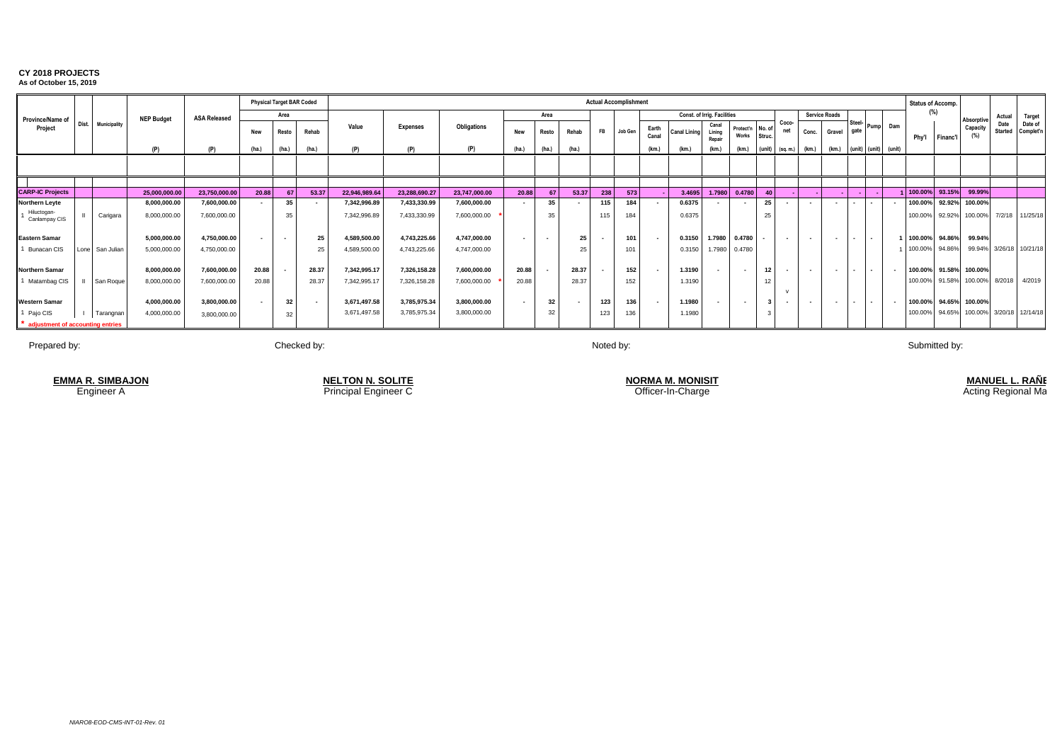**CY 2018 PROJECTS**
**As of October 15, 2019**

| Province/Name of Project | Dist. | Municipality | NEP Budget (P) | ASA Released (P) | Physical Target BAR Coded – Area – New (ha.) | Resto (ha.) | Rehab (ha.) | Actual Accomplishment – Value (P) | Expenses (P) | Obligations (P) | Area – New (ha.) | Resto (ha.) | Rehab (ha.) | FB | Job Gen | Const. of Irrig. Facilities – Earth Canal (km.) | Canal Lining (km.) | Canal Lining Repair (km.) | Protect'n Works (km.) | No. of Struc. (unit) | Coco-net (sq. m.) | Service Roads – Conc. (km.) | Gravel (km.) | Steel-gate (unit) | Pump (unit) | Dam (unit) | Status of Accomp. (%) – Phy'l | Financ'l | Absorptive Capacity (%) | Actual Date Started | Target Date of Complet'n |
|---|---|---|---|---|---|---|---|---|---|---|---|---|---|---|---|---|---|---|---|---|---|---|---|---|---|---|---|---|---|---|---|
| **CARP-IC Projects** | | | **25,000,000.00** | **23,750,000.00** | **20.88** | **67** | **53.37** | **22,946,989.64** | **23,288,690.27** | **23,747,000.00** | **20.88** | **67** | **53.37** | **238** | **573** | **-** | **3.4695** | **1.7980** | **0.4780** | **40** | **-** | **-** | **-** | **-** | **-** | **1** | **100.00%** | **93.15%** | **99.99%** | | |
| **Northern Leyte** | | | **8,000,000.00** | **7,600,000.00** | **-** | **35** | **-** | **7,342,996.89** | **7,433,330.99** | **7,600,000.00** | **-** | **35** | **-** | **115** | **184** | **-** | **0.6375** | **-** | **-** | **25** | **-** | **-** | **-** | **-** | **-** | **-** | **100.00%** | **92.92%** | **100.00%** | | |
| 1 Hiluctogan-Canlampay CIS | II | Carigara | 8,000,000.00 | 7,600,000.00 | | 35 | | 7,342,996.89 | 7,433,330.99 | 7,600,000.00 * | | 35 | | 115 | 184 | | 0.6375 | | | 25 | | | | | | | 100.00% | 92.92% | 100.00% | 7/2/18 | 11/25/18 |
| **Eastern Samar** | | | **5,000,000.00** | **4,750,000.00** | **-** | **-** | **25** | **4,589,500.00** | **4,743,225.66** | **4,747,000.00** | **-** | **-** | **25** | **-** | **101** | **-** | **0.3150** | **1.7980** | **0.4780** | **-** | **-** | **-** | **-** | **-** | **-** | **1** | **100.00%** | **94.86%** | **99.94%** | | |
| 1 Bunacan CIS | Lone | San Julian | 5,000,000.00 | 4,750,000.00 | | | 25 | 4,589,500.00 | 4,743,225.66 | 4,747,000.00 | | | 25 | | 101 | | 0.3150 | 1.7980 | 0.4780 | | | | | | | 1 | 100.00% | 94.86% | 99.94% | 3/26/18 | 10/21/18 |
| **Northern Samar** | | | **8,000,000.00** | **7,600,000.00** | **20.88** | **-** | **28.37** | **7,342,995.17** | **7,326,158.28** | **7,600,000.00** | **20.88** | **-** | **28.37** | **-** | **152** | **-** | **1.3190** | **-** | **-** | **12** | **-** | **-** | **-** | **-** | **-** | **-** | **100.00%** | **91.58%** | **100.00%** | | |
| 1 Matambag CIS | II | San Roque | 8,000,000.00 | 7,600,000.00 | 20.88 | | 28.37 | 7,342,995.17 | 7,326,158.28 | 7,600,000.00 * | 20.88 | | 28.37 | | 152 | | 1.3190 | | | 12 | | | | | | | 100.00% | 91.58% | 100.00% | 8/2018 | 4/2019 |
| **Western Samar** | | | **4,000,000.00** | **3,800,000.00** | **-** | **32** | **-** | **3,671,497.58** | **3,785,975.34** | **3,800,000.00** | **-** | **32** | **-** | **123** | **136** | **-** | **1.1980** | **-** | **-** | **3** | **-** | **-** | **-** | **-** | **-** | **-** | **100.00%** | **94.65%** | **100.00%** | | |
| 1 Pajo CIS | I | Tarangnan | 4,000,000.00 | 3,800,000.00 | | 32 | | 3,671,497.58 | 3,785,975.34 | 3,800,000.00 | | 32 | | 123 | 136 | | 1.1980 | | | 3 | | | | | | | 100.00% | 94.65% | 100.00% | 3/20/18 | 12/14/18 |

\* adjustment of accounting entries

Prepared by:

**EMMA R. SIMBAJON**
Engineer A

Checked by:

**NELTON N. SOLITE**
Principal Engineer C

Noted by:

**NORMA M. MONISIT**
Officer-In-Charge

Submitted by:

**MANUEL L. RAÑE**
Acting Regional Ma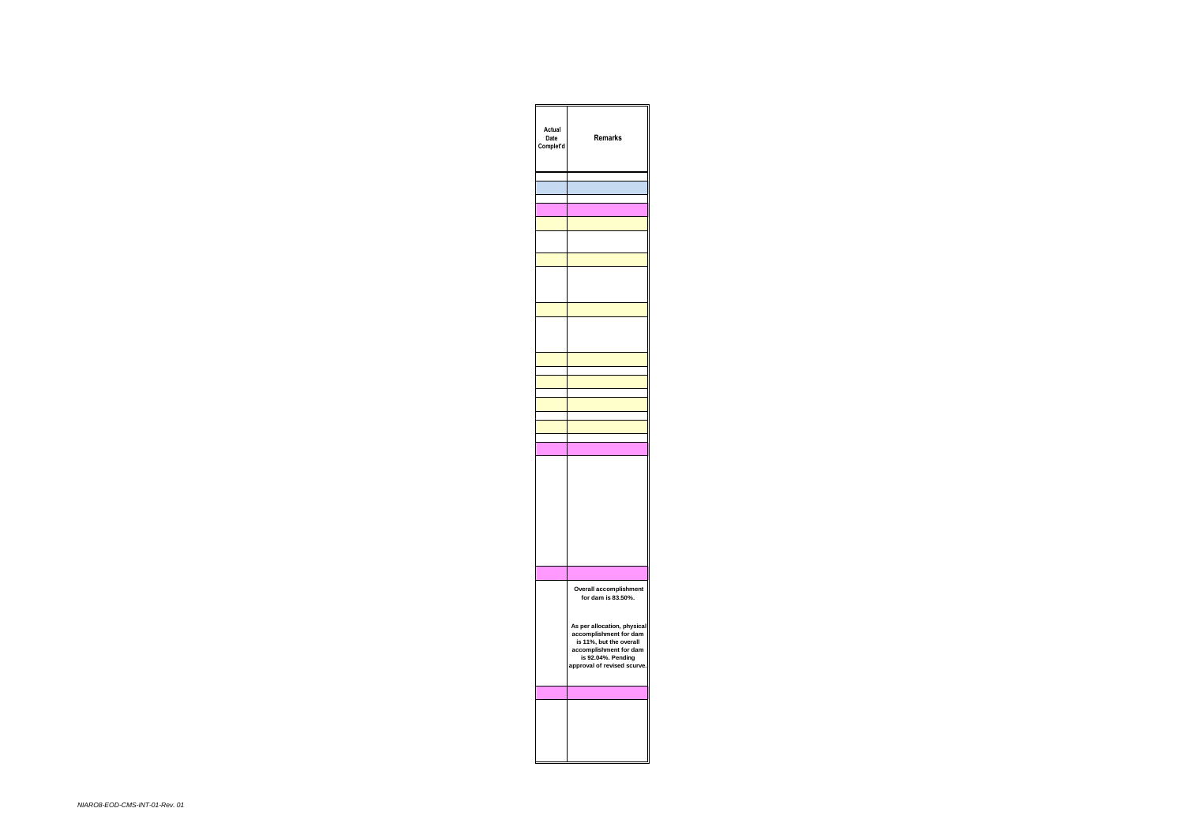| Actual Date Complet'd | Remarks |
|---|---|
| | |
| | |
| | |
| | |
| | |
| | |
| | |
| | |
| | |
| | |
| | |
| | |
| | |
| | |
| | |
| | |
| | |
| | |
| | |
| | |
| | |
| | **Overall accomplishment for dam is 83.50%.** **As per allocation, physical accomplishment for dam is 11%, but the overall accomplishment for dam is 92.04%. Pending approval of revised scurve.** |
| | |
| | |

NIARO8-EOD-CMS-INT-01-Rev. 01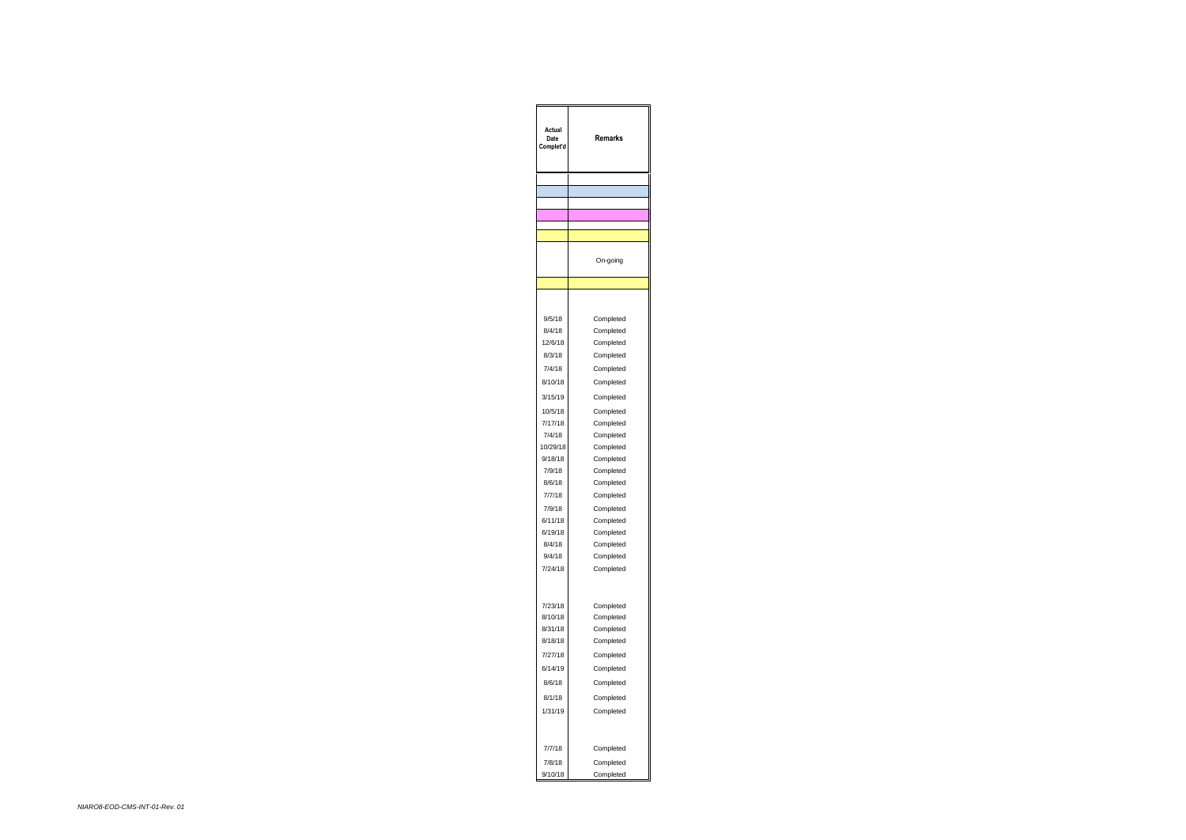| Actual Date Complet'd | Remarks |
|---|---|
| | |
| | |
| | |
| | |
| | |
| | |
| | On-going |
| | |
| | |
| 9/5/18 | Completed |
| 8/4/18 | Completed |
| 12/6/18 | Completed |
| 8/3/18 | Completed |
| 7/4/18 | Completed |
| 8/10/18 | Completed |
| 3/15/19 | Completed |
| 10/5/18 | Completed |
| 7/17/18 | Completed |
| 7/4/18 | Completed |
| 10/29/18 | Completed |
| 9/18/18 | Completed |
| 7/9/18 | Completed |
| 8/6/18 | Completed |
| 7/7/18 | Completed |
| 7/9/18 | Completed |
| 6/11/18 | Completed |
| 6/19/18 | Completed |
| 8/4/18 | Completed |
| 9/4/18 | Completed |
| 7/24/18 | Completed |
| | |
| 7/23/18 | Completed |
| 8/10/18 | Completed |
| 8/31/18 | Completed |
| 8/18/18 | Completed |
| 7/27/18 | Completed |
| 6/14/19 | Completed |
| 8/6/18 | Completed |
| 8/1/18 | Completed |
| 1/31/19 | Completed |
| | |
| 7/7/18 | Completed |
| 7/8/18 | Completed |
| 9/10/18 | Completed |

*NIARO8-EOD-CMS-INT-01-Rev. 01*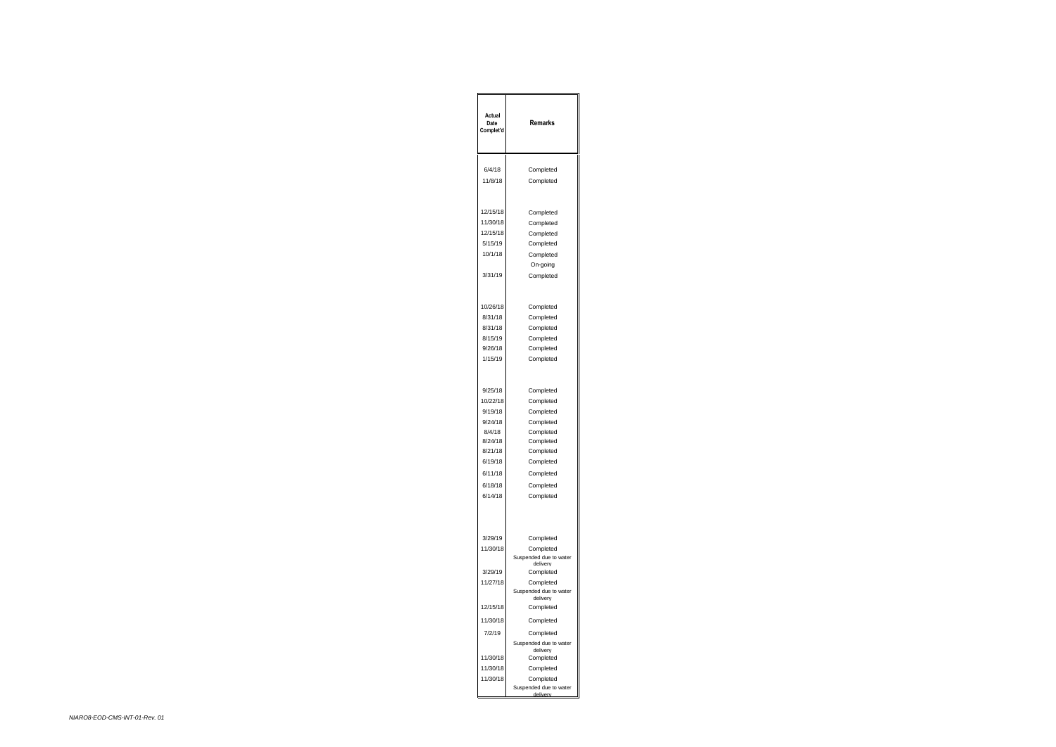| Actual Date Complet'd | Remarks |
|---|---|
| | |
| 6/4/18 | Completed |
| 11/8/18 | Completed |
| | |
| 12/15/18 | Completed |
| 11/30/18 | Completed |
| 12/15/18 | Completed |
| 5/15/19 | Completed |
| 10/1/18 | Completed |
| | On-going |
| 3/31/19 | Completed |
| | |
| 10/26/18 | Completed |
| 8/31/18 | Completed |
| 8/31/18 | Completed |
| 8/15/19 | Completed |
| 9/26/18 | Completed |
| 1/15/19 | Completed |
| | |
| 9/25/18 | Completed |
| 10/22/18 | Completed |
| 9/19/18 | Completed |
| 9/24/18 | Completed |
| 8/4/18 | Completed |
| 8/24/18 | Completed |
| 8/21/18 | Completed |
| 6/19/18 | Completed |
| 6/11/18 | Completed |
| 6/18/18 | Completed |
| 6/14/18 | Completed |
| | |
| 3/29/19 | Completed |
| 11/30/18 | Completed |
| | Suspended due to water delivery |
| 3/29/19 | Completed |
| 11/27/18 | Completed |
| | Suspended due to water delivery |
| 12/15/18 | Completed |
| 11/30/18 | Completed |
| 7/2/19 | Completed |
| | Suspended due to water delivery |
| 11/30/18 | Completed |
| 11/30/18 | Completed |
| 11/30/18 | Completed |
| | Suspended due to water delivery |

*NIARO8-EOD-CMS-INT-01-Rev. 01*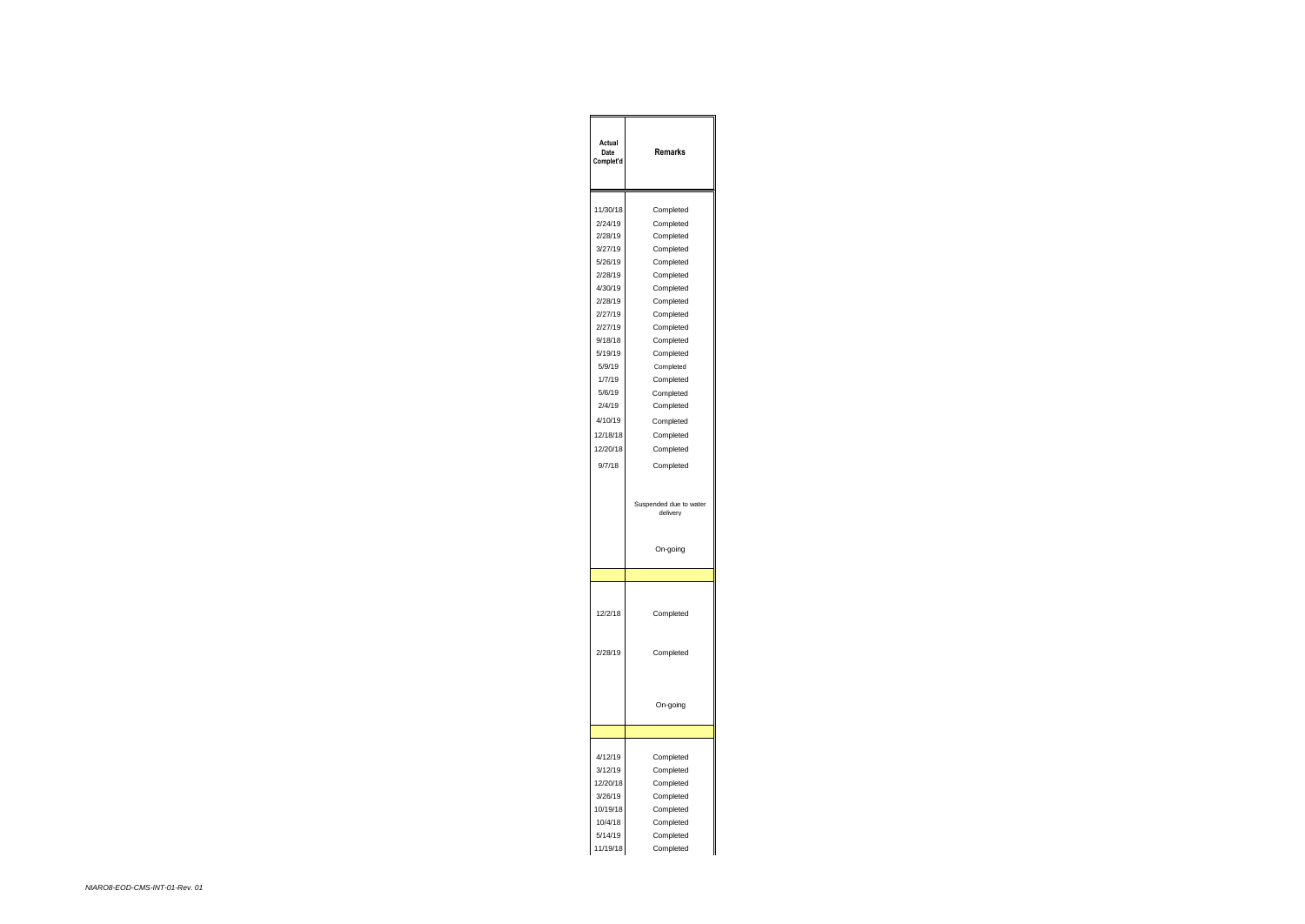| Actual Date Complet'd | Remarks |
|---|---|
| 11/30/18 | Completed |
| 2/24/19 | Completed |
| 2/28/19 | Completed |
| 3/27/19 | Completed |
| 5/26/19 | Completed |
| 2/28/19 | Completed |
| 4/30/19 | Completed |
| 2/28/19 | Completed |
| 2/27/19 | Completed |
| 2/27/19 | Completed |
| 9/18/18 | Completed |
| 5/19/19 | Completed |
| 5/9/19 | Completed |
| 1/7/19 | Completed |
| 5/6/19 | Completed |
| 2/4/19 | Completed |
| 4/10/19 | Completed |
| 12/18/18 | Completed |
| 12/20/18 | Completed |
| 9/7/18 | Completed |
| | Suspended due to water delivery |
| | On-going |
| | |
| 12/2/18 | Completed |
| 2/28/19 | Completed |
| | On-going |
| | |
| 4/12/19 | Completed |
| 3/12/19 | Completed |
| 12/20/18 | Completed |
| 3/26/19 | Completed |
| 10/19/18 | Completed |
| 10/4/18 | Completed |
| 5/14/19 | Completed |
| 11/19/18 | Completed |

*NIARO8-EOD-CMS-INT-01-Rev. 01*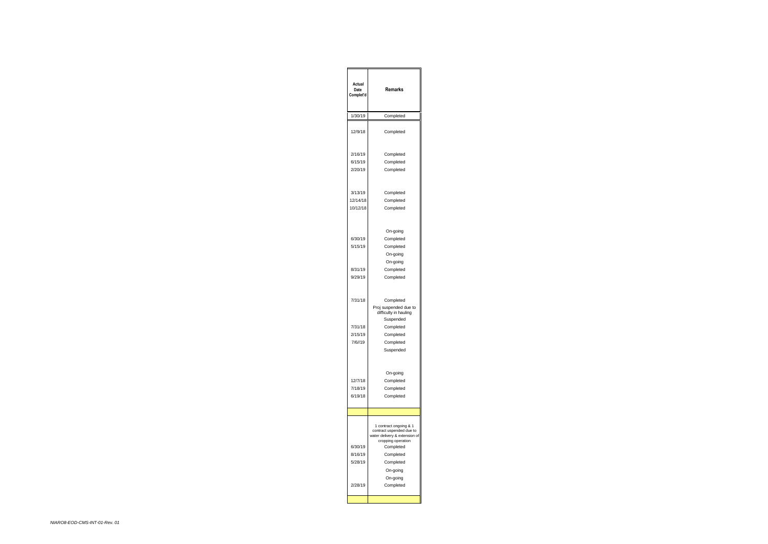| Actual Date Complet'd | Remarks |
|---|---|
| 1/30/19 | Completed |
| 12/9/18 | Completed |
| 2/16/19 | Completed |
| 6/15/19 | Completed |
| 2/20/19 | Completed |
| 3/13/19 | Completed |
| 12/14/18 | Completed |
| 10/12/18 | Completed |
| | On-going |
| 6/30/19 | Completed |
| 5/15/19 | Completed |
| | On-going |
| | On-going |
| 8/31/19 | Completed |
| 9/29/19 | Completed |
| 7/31/18 | Completed |
| | Proj suspended due to difficulty in hauling |
| | Suspended |
| 7/31/18 | Completed |
| 2/15/19 | Completed |
| 7/6//19 | Completed |
| | Suspended |
| | On-going |
| 12/7/18 | Completed |
| 7/18/19 | Completed |
| 6/19/18 | Completed |
| | |
| | 1 contract ongoing & 1 contract uspended due to water delivery & extension of cropping operation |
| 6/30/19 | Completed |
| 8/16/19 | Completed |
| 5/28/19 | Completed |
| | On-going |
| | On-going |
| 2/28/19 | Completed |
| | |

*NIARO8-EOD-CMS-INT-01-Rev. 01*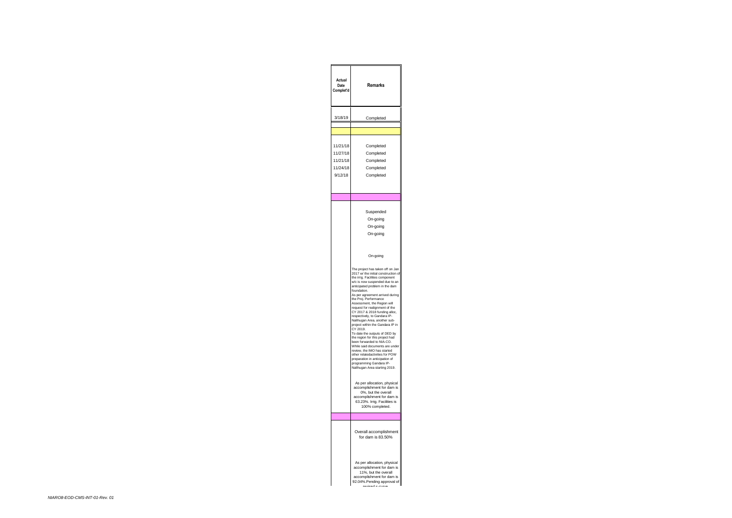| Actual Date Complet'd | Remarks |
|---|---|
| 3/18/19 | Completed |
| | |
| | |
| 11/21/18 | Completed |
| 11/27/18 | Completed |
| 11/21/18 | Completed |
| 11/24/18 | Completed |
| 9/12/18 | Completed |
| | |
| | Suspended |
| | On-going |
| | On-going |
| | On-going |
| | On-going |
| | The project has taken off on Jan 2017 w/ the initial construction of the irrig. Facilities component w/c is now suspended due to an anticipated problem in the dam foundation. As per agreement arrived during the Proj. Performance Assessment, the Region will request for realignment of the CY 2017 & 2018 funding alloc, respectively, to Gandara IP-Nalihugan Area, another sub-project within the Gandara IP in CY 2019. To date the outputs of DED by the region for this project had been forwarded to NIA-CO. While said documents are under review, the IMO has started other relatedactivities for POW preparation in anticipation of programming Gandara IP-Nalihugan Area starting 2019. |
| | As per allocation, physical accomplishment for dam is 0%, but the overall accomplishment for dam is 63.23%. Irrig. Facilities is 100% completed. |
| | |
| | Overall accomplishment for dam is 83.50% |
| | As per allocation, physical accomplishment for dam is 11%, but the overall accomplishment for dam is 92.04%.Pending approval of revised s-curve |

*NIARO8-EOD-CMS-INT-01-Rev. 01*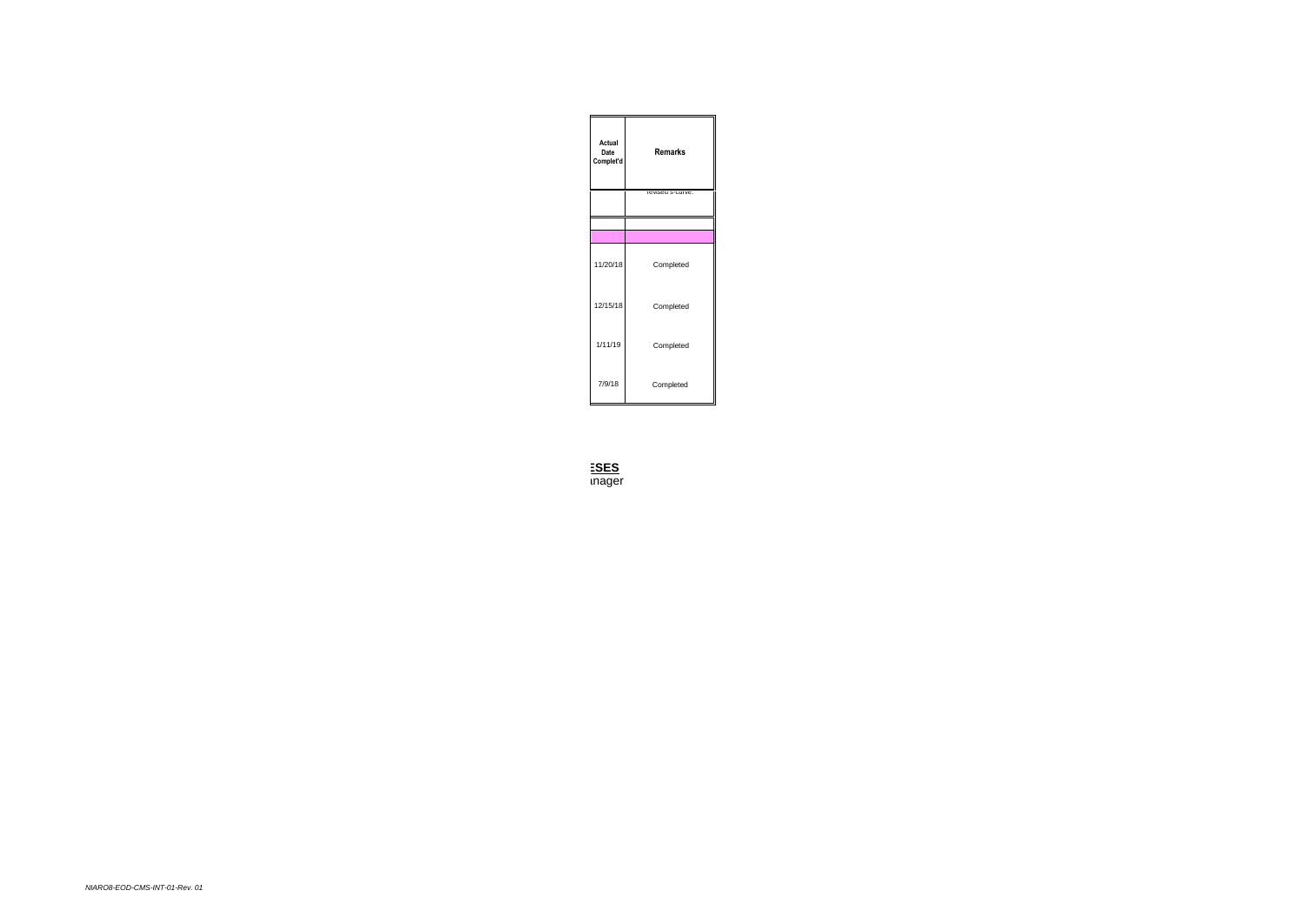| Actual Date Complet'd | Remarks |
|---|---|
| | revised s-curve. |
| | |
| | |
| 11/20/18 | Completed |
| 12/15/18 | Completed |
| 1/11/19 | Completed |
| 7/9/18 | Completed |

**ESES**

anager

*NIARO8-EOD-CMS-INT-01-Rev. 01*